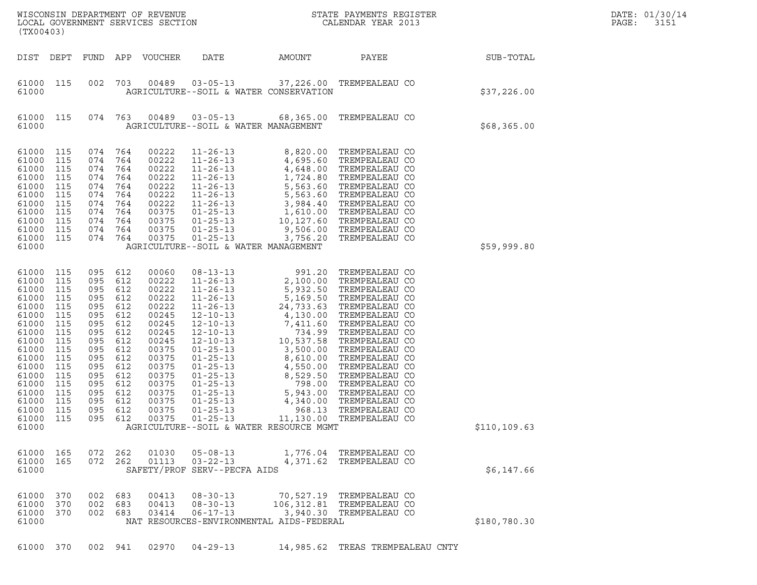WISCONSIN DEPARTMENT OF REVENUE
LOCAL GOVERNMENT SERVICES SECTION
(TX00403)

STATE PAYMENTS REGISTER
CALENDAR YEAR 2013

DATE: 01/30/14
PAGE: 3151

| DIST | DEPT | FUND | APP | VOUCHER | DATE | AMOUNT | PAYEE | SUB-TOTAL |
|---|---|---|---|---|---|---|---|---|
| 61000 | 115 | 002 | 703 | 00489 | 03-05-13 | 37,226.00 | TREMPEALEAU CO | |
| 61000 | | | | | AGRICULTURE--SOIL & WATER CONSERVATION | | | $37,226.00 |
| 61000 | 115 | 074 | 763 | 00489 | 03-05-13 | 68,365.00 | TREMPEALEAU CO | |
| 61000 | | | | | AGRICULTURE--SOIL & WATER MANAGEMENT | | | $68,365.00 |
| 61000 | 115 | 074 | 764 | 00222 | 11-26-13 | 8,820.00 | TREMPEALEAU CO | |
| 61000 | 115 | 074 | 764 | 00222 | 11-26-13 | 4,695.60 | TREMPEALEAU CO | |
| 61000 | 115 | 074 | 764 | 00222 | 11-26-13 | 4,648.00 | TREMPEALEAU CO | |
| 61000 | 115 | 074 | 764 | 00222 | 11-26-13 | 1,724.80 | TREMPEALEAU CO | |
| 61000 | 115 | 074 | 764 | 00222 | 11-26-13 | 5,563.60 | TREMPEALEAU CO | |
| 61000 | 115 | 074 | 764 | 00222 | 11-26-13 | 5,563.60 | TREMPEALEAU CO | |
| 61000 | 115 | 074 | 764 | 00222 | 11-26-13 | 3,984.40 | TREMPEALEAU CO | |
| 61000 | 115 | 074 | 764 | 00375 | 01-25-13 | 1,610.00 | TREMPEALEAU CO | |
| 61000 | 115 | 074 | 764 | 00375 | 01-25-13 | 10,127.60 | TREMPEALEAU CO | |
| 61000 | 115 | 074 | 764 | 00375 | 01-25-13 | 9,506.00 | TREMPEALEAU CO | |
| 61000 | 115 | 074 | 764 | 00375 | 01-25-13 | 3,756.20 | TREMPEALEAU CO | |
| 61000 | | | | | AGRICULTURE--SOIL & WATER MANAGEMENT | | | $59,999.80 |
| 61000 | 115 | 095 | 612 | 00060 | 08-13-13 | 991.20 | TREMPEALEAU CO | |
| 61000 | 115 | 095 | 612 | 00222 | 11-26-13 | 2,100.00 | TREMPEALEAU CO | |
| 61000 | 115 | 095 | 612 | 00222 | 11-26-13 | 5,932.50 | TREMPEALEAU CO | |
| 61000 | 115 | 095 | 612 | 00222 | 11-26-13 | 5,169.50 | TREMPEALEAU CO | |
| 61000 | 115 | 095 | 612 | 00222 | 11-26-13 | 24,733.63 | TREMPEALEAU CO | |
| 61000 | 115 | 095 | 612 | 00245 | 12-10-13 | 4,130.00 | TREMPEALEAU CO | |
| 61000 | 115 | 095 | 612 | 00245 | 12-10-13 | 7,411.60 | TREMPEALEAU CO | |
| 61000 | 115 | 095 | 612 | 00245 | 12-10-13 | 734.99 | TREMPEALEAU CO | |
| 61000 | 115 | 095 | 612 | 00245 | 12-10-13 | 10,537.58 | TREMPEALEAU CO | |
| 61000 | 115 | 095 | 612 | 00375 | 01-25-13 | 3,500.00 | TREMPEALEAU CO | |
| 61000 | 115 | 095 | 612 | 00375 | 01-25-13 | 8,610.00 | TREMPEALEAU CO | |
| 61000 | 115 | 095 | 612 | 00375 | 01-25-13 | 4,550.00 | TREMPEALEAU CO | |
| 61000 | 115 | 095 | 612 | 00375 | 01-25-13 | 8,529.50 | TREMPEALEAU CO | |
| 61000 | 115 | 095 | 612 | 00375 | 01-25-13 | 798.00 | TREMPEALEAU CO | |
| 61000 | 115 | 095 | 612 | 00375 | 01-25-13 | 5,943.00 | TREMPEALEAU CO | |
| 61000 | 115 | 095 | 612 | 00375 | 01-25-13 | 4,340.00 | TREMPEALEAU CO | |
| 61000 | 115 | 095 | 612 | 00375 | 01-25-13 | 968.13 | TREMPEALEAU CO | |
| 61000 | 115 | 095 | 612 | 00375 | 01-25-13 | 11,130.00 | TREMPEALEAU CO | |
| 61000 | | | | | AGRICULTURE--SOIL & WATER RESOURCE MGMT | | | $110,109.63 |
| 61000 | 165 | 072 | 262 | 01030 | 05-08-13 | 1,776.04 | TREMPEALEAU CO | |
| 61000 | 165 | 072 | 262 | 01113 | 03-22-13 | 4,371.62 | TREMPEALEAU CO | |
| 61000 | | | | | SAFETY/PROF SERV--PECFA AIDS | | | $6,147.66 |
| 61000 | 370 | 002 | 683 | 00413 | 08-30-13 | 70,527.19 | TREMPEALEAU CO | |
| 61000 | 370 | 002 | 683 | 00413 | 08-30-13 | 106,312.81 | TREMPEALEAU CO | |
| 61000 | 370 | 002 | 683 | 03414 | 06-17-13 | 3,940.30 | TREMPEALEAU CO | |
| 61000 | | | | | NAT RESOURCES-ENVIRONMENTAL AIDS-FEDERAL | | | $180,780.30 |
| 61000 | 370 | 002 | 941 | 02970 | 04-29-13 | 14,985.62 | TREAS TREMPEALEAU CNTY | |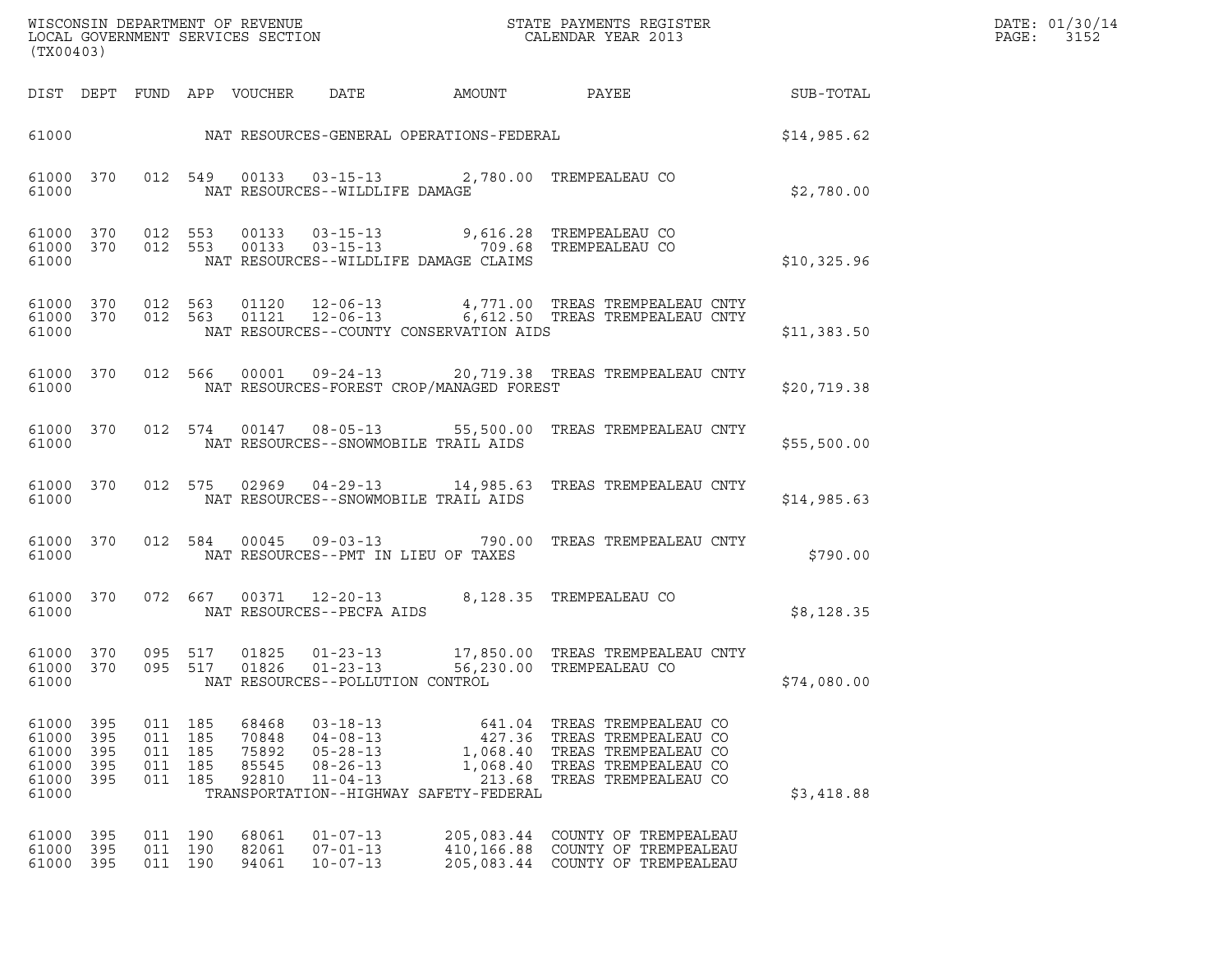| DIST | DEPT | FUND | APP | VOUCHER | DATE | AMOUNT | PAYEE | SUB-TOTAL |
|---|---|---|---|---|---|---|---|---|
| 61000 | | | | | NAT RESOURCES-GENERAL OPERATIONS-FEDERAL | | | $14,985.62 |
| 61000 | 370 | 012 | 549 | 00133 | 03-15-13 | 2,780.00 | TREMPEALEAU CO | |
| 61000 | | | | | NAT RESOURCES--WILDLIFE DAMAGE | | | $2,780.00 |
| 61000 | 370 | 012 | 553 | 00133 | 03-15-13 | 9,616.28 | TREMPEALEAU CO | |
| 61000 | 370 | 012 | 553 | 00133 | 03-15-13 | 709.68 | TREMPEALEAU CO | |
| 61000 | | | | | NAT RESOURCES--WILDLIFE DAMAGE CLAIMS | | | $10,325.96 |
| 61000 | 370 | 012 | 563 | 01120 | 12-06-13 | 4,771.00 | TREAS TREMPEALEAU CNTY | |
| 61000 | 370 | 012 | 563 | 01121 | 12-06-13 | 6,612.50 | TREAS TREMPEALEAU CNTY | |
| 61000 | | | | | NAT RESOURCES--COUNTY CONSERVATION AIDS | | | $11,383.50 |
| 61000 | 370 | 012 | 566 | 00001 | 09-24-13 | 20,719.38 | TREAS TREMPEALEAU CNTY | |
| 61000 | | | | | NAT RESOURCES-FOREST CROP/MANAGED FOREST | | | $20,719.38 |
| 61000 | 370 | 012 | 574 | 00147 | 08-05-13 | 55,500.00 | TREAS TREMPEALEAU CNTY | |
| 61000 | | | | | NAT RESOURCES--SNOWMOBILE TRAIL AIDS | | | $55,500.00 |
| 61000 | 370 | 012 | 575 | 02969 | 04-29-13 | 14,985.63 | TREAS TREMPEALEAU CNTY | |
| 61000 | | | | | NAT RESOURCES--SNOWMOBILE TRAIL AIDS | | | $14,985.63 |
| 61000 | 370 | 012 | 584 | 00045 | 09-03-13 | 790.00 | TREAS TREMPEALEAU CNTY | |
| 61000 | | | | | NAT RESOURCES--PMT IN LIEU OF TAXES | | | $790.00 |
| 61000 | 370 | 072 | 667 | 00371 | 12-20-13 | 8,128.35 | TREMPEALEAU CO | |
| 61000 | | | | | NAT RESOURCES--PECFA AIDS | | | $8,128.35 |
| 61000 | 370 | 095 | 517 | 01825 | 01-23-13 | 17,850.00 | TREAS TREMPEALEAU CNTY | |
| 61000 | 370 | 095 | 517 | 01826 | 01-23-13 | 56,230.00 | TREMPEALEAU CO | |
| 61000 | | | | | NAT RESOURCES--POLLUTION CONTROL | | | $74,080.00 |
| 61000 | 395 | 011 | 185 | 68468 | 03-18-13 | 641.04 | TREAS TREMPEALEAU CO | |
| 61000 | 395 | 011 | 185 | 70848 | 04-08-13 | 427.36 | TREAS TREMPEALEAU CO | |
| 61000 | 395 | 011 | 185 | 75892 | 05-28-13 | 1,068.40 | TREAS TREMPEALEAU CO | |
| 61000 | 395 | 011 | 185 | 85545 | 08-26-13 | 1,068.40 | TREAS TREMPEALEAU CO | |
| 61000 | 395 | 011 | 185 | 92810 | 11-04-13 | 213.68 | TREAS TREMPEALEAU CO | |
| 61000 | | | | | TRANSPORTATION--HIGHWAY SAFETY-FEDERAL | | | $3,418.88 |
| 61000 | 395 | 011 | 190 | 68061 | 01-07-13 | 205,083.44 | COUNTY OF TREMPEALEAU | |
| 61000 | 395 | 011 | 190 | 82061 | 07-01-13 | 410,166.88 | COUNTY OF TREMPEALEAU | |
| 61000 | 395 | 011 | 190 | 94061 | 10-07-13 | 205,083.44 | COUNTY OF TREMPEALEAU | |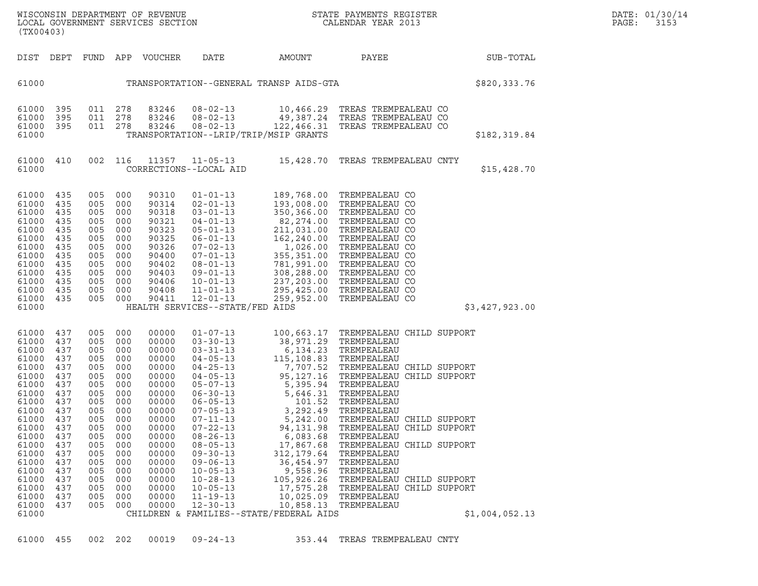| DIST | DEPT | FUND | APP | VOUCHER | DATE | AMOUNT | PAYEE | SUB-TOTAL |
|---|---|---|---|---|---|---|---|---|
| 61000 | | | | | TRANSPORTATION--GENERAL TRANSP AIDS-GTA | | | $820,333.76 |
| 61000 | 395 | 011 | 278 | 83246 | 08-02-13 | 10,466.29 | TREAS TREMPEALEAU CO | |
| 61000 | 395 | 011 | 278 | 83246 | 08-02-13 | 49,387.24 | TREAS TREMPEALEAU CO | |
| 61000 | 395 | 011 | 278 | 83246 | 08-02-13 | 122,466.31 | TREAS TREMPEALEAU CO | |
| 61000 | | | | | TRANSPORTATION--LRIP/TRIP/MSIP GRANTS | | | $182,319.84 |
| 61000 | 410 | 002 | 116 | 11357 | 11-05-13 | 15,428.70 | TREAS TREMPEALEAU CNTY | |
| 61000 | | | | | CORRECTIONS--LOCAL AID | | | $15,428.70 |
| 61000 | 435 | 005 | 000 | 90310 | 01-01-13 | 189,768.00 | TREMPEALEAU CO | |
| 61000 | 435 | 005 | 000 | 90314 | 02-01-13 | 193,008.00 | TREMPEALEAU CO | |
| 61000 | 435 | 005 | 000 | 90318 | 03-01-13 | 350,366.00 | TREMPEALEAU CO | |
| 61000 | 435 | 005 | 000 | 90321 | 04-01-13 | 82,274.00 | TREMPEALEAU CO | |
| 61000 | 435 | 005 | 000 | 90323 | 05-01-13 | 211,031.00 | TREMPEALEAU CO | |
| 61000 | 435 | 005 | 000 | 90325 | 06-01-13 | 162,240.00 | TREMPEALEAU CO | |
| 61000 | 435 | 005 | 000 | 90326 | 07-02-13 | 1,026.00 | TREMPEALEAU CO | |
| 61000 | 435 | 005 | 000 | 90400 | 07-01-13 | 355,351.00 | TREMPEALEAU CO | |
| 61000 | 435 | 005 | 000 | 90402 | 08-01-13 | 781,991.00 | TREMPEALEAU CO | |
| 61000 | 435 | 005 | 000 | 90403 | 09-01-13 | 308,288.00 | TREMPEALEAU CO | |
| 61000 | 435 | 005 | 000 | 90406 | 10-01-13 | 237,203.00 | TREMPEALEAU CO | |
| 61000 | 435 | 005 | 000 | 90408 | 11-01-13 | 295,425.00 | TREMPEALEAU CO | |
| 61000 | 435 | 005 | 000 | 90411 | 12-01-13 | 259,952.00 | TREMPEALEAU CO | |
| 61000 | | | | | HEALTH SERVICES--STATE/FED AIDS | | | $3,427,923.00 |
| 61000 | 437 | 005 | 000 | 00000 | 01-07-13 | 100,663.17 | TREMPEALEAU CHILD SUPPORT | |
| 61000 | 437 | 005 | 000 | 00000 | 03-30-13 | 38,971.29 | TREMPEALEAU | |
| 61000 | 437 | 005 | 000 | 00000 | 03-31-13 | 6,134.23 | TREMPEALEAU | |
| 61000 | 437 | 005 | 000 | 00000 | 04-05-13 | 115,108.83 | TREMPEALEAU | |
| 61000 | 437 | 005 | 000 | 00000 | 04-25-13 | 7,707.52 | TREMPEALEAU CHILD SUPPORT | |
| 61000 | 437 | 005 | 000 | 00000 | 04-05-13 | 95,127.16 | TREMPEALEAU CHILD SUPPORT | |
| 61000 | 437 | 005 | 000 | 00000 | 05-07-13 | 5,395.94 | TREMPEALEAU | |
| 61000 | 437 | 005 | 000 | 00000 | 06-30-13 | 5,646.31 | TREMPEALEAU | |
| 61000 | 437 | 005 | 000 | 00000 | 06-05-13 | 101.52 | TREMPEALEAU | |
| 61000 | 437 | 005 | 000 | 00000 | 07-05-13 | 3,292.49 | TREMPEALEAU | |
| 61000 | 437 | 005 | 000 | 00000 | 07-11-13 | 5,242.00 | TREMPEALEAU CHILD SUPPORT | |
| 61000 | 437 | 005 | 000 | 00000 | 07-22-13 | 94,131.98 | TREMPEALEAU CHILD SUPPORT | |
| 61000 | 437 | 005 | 000 | 00000 | 08-26-13 | 6,083.68 | TREMPEALEAU | |
| 61000 | 437 | 005 | 000 | 00000 | 08-05-13 | 17,867.68 | TREMPEALEAU CHILD SUPPORT | |
| 61000 | 437 | 005 | 000 | 00000 | 09-30-13 | 312,179.64 | TREMPEALEAU | |
| 61000 | 437 | 005 | 000 | 00000 | 09-06-13 | 36,454.97 | TREMPEALEAU | |
| 61000 | 437 | 005 | 000 | 00000 | 10-05-13 | 9,558.96 | TREMPEALEAU | |
| 61000 | 437 | 005 | 000 | 00000 | 10-28-13 | 105,926.26 | TREMPEALEAU CHILD SUPPORT | |
| 61000 | 437 | 005 | 000 | 00000 | 10-05-13 | 17,575.28 | TREMPEALEAU CHILD SUPPORT | |
| 61000 | 437 | 005 | 000 | 00000 | 11-19-13 | 10,025.09 | TREMPEALEAU | |
| 61000 | 437 | 005 | 000 | 00000 | 12-30-13 | 10,858.13 | TREMPEALEAU | |
| 61000 | | | | | CHILDREN & FAMILIES--STATE/FEDERAL AIDS | | | $1,004,052.13 |
| 61000 | 455 | 002 | 202 | 00019 | 09-24-13 | 353.44 | TREAS TREMPEALEAU CNTY | |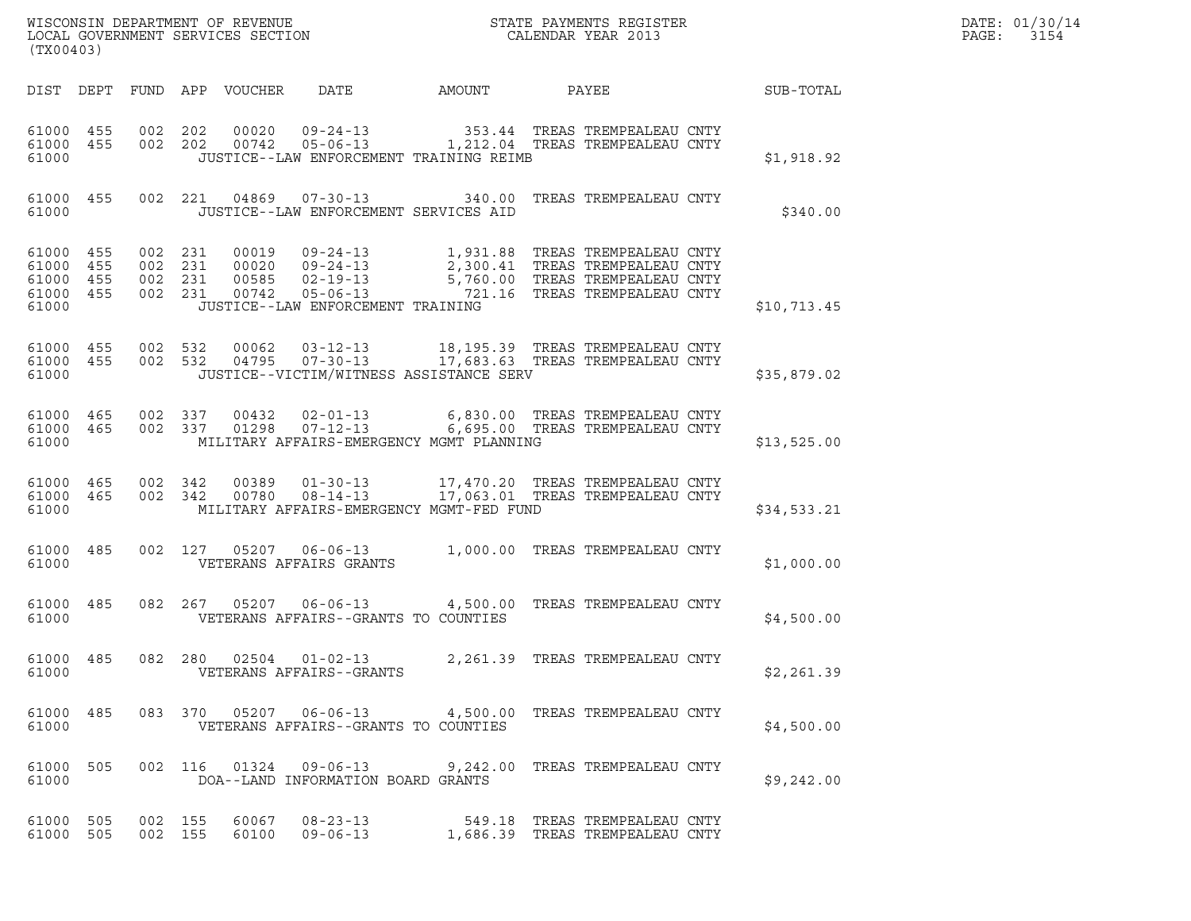WISCONSIN DEPARTMENT OF REVENUE
LOCAL GOVERNMENT SERVICES SECTION
(TX00403)

STATE PAYMENTS REGISTER
CALENDAR YEAR 2013

DATE: 01/30/14
PAGE: 3154

| DIST | DEPT | FUND | APP | VOUCHER | DATE | AMOUNT | PAYEE | SUB-TOTAL |
|---|---|---|---|---|---|---|---|---|
| 61000 | 455 | 002 | 202 | 00020 | 09-24-13 | 353.44 | TREAS TREMPEALEAU CNTY | |
| 61000 | 455 | 002 | 202 | 00742 | 05-06-13 | 1,212.04 | TREAS TREMPEALEAU CNTY | |
| 61000 | | | | JUSTICE--LAW ENFORCEMENT TRAINING REIMB | | | | $1,918.92 |
| 61000 | 455 | 002 | 221 | 04869 | 07-30-13 | 340.00 | TREAS TREMPEALEAU CNTY | |
| 61000 | | | | JUSTICE--LAW ENFORCEMENT SERVICES AID | | | | $340.00 |
| 61000 | 455 | 002 | 231 | 00019 | 09-24-13 | 1,931.88 | TREAS TREMPEALEAU CNTY | |
| 61000 | 455 | 002 | 231 | 00020 | 09-24-13 | 2,300.41 | TREAS TREMPEALEAU CNTY | |
| 61000 | 455 | 002 | 231 | 00585 | 02-19-13 | 5,760.00 | TREAS TREMPEALEAU CNTY | |
| 61000 | 455 | 002 | 231 | 00742 | 05-06-13 | 721.16 | TREAS TREMPEALEAU CNTY | |
| 61000 | | | | JUSTICE--LAW ENFORCEMENT TRAINING | | | | $10,713.45 |
| 61000 | 455 | 002 | 532 | 00062 | 03-12-13 | 18,195.39 | TREAS TREMPEALEAU CNTY | |
| 61000 | 455 | 002 | 532 | 04795 | 07-30-13 | 17,683.63 | TREAS TREMPEALEAU CNTY | |
| 61000 | | | | JUSTICE--VICTIM/WITNESS ASSISTANCE SERV | | | | $35,879.02 |
| 61000 | 465 | 002 | 337 | 00432 | 02-01-13 | 6,830.00 | TREAS TREMPEALEAU CNTY | |
| 61000 | 465 | 002 | 337 | 01298 | 07-12-13 | 6,695.00 | TREAS TREMPEALEAU CNTY | |
| 61000 | | | | MILITARY AFFAIRS-EMERGENCY MGMT PLANNING | | | | $13,525.00 |
| 61000 | 465 | 002 | 342 | 00389 | 01-30-13 | 17,470.20 | TREAS TREMPEALEAU CNTY | |
| 61000 | 465 | 002 | 342 | 00780 | 08-14-13 | 17,063.01 | TREAS TREMPEALEAU CNTY | |
| 61000 | | | | MILITARY AFFAIRS-EMERGENCY MGMT-FED FUND | | | | $34,533.21 |
| 61000 | 485 | 002 | 127 | 05207 | 06-06-13 | 1,000.00 | TREAS TREMPEALEAU CNTY | |
| 61000 | | | | VETERANS AFFAIRS GRANTS | | | | $1,000.00 |
| 61000 | 485 | 082 | 267 | 05207 | 06-06-13 | 4,500.00 | TREAS TREMPEALEAU CNTY | |
| 61000 | | | | VETERANS AFFAIRS--GRANTS TO COUNTIES | | | | $4,500.00 |
| 61000 | 485 | 082 | 280 | 02504 | 01-02-13 | 2,261.39 | TREAS TREMPEALEAU CNTY | |
| 61000 | | | | VETERANS AFFAIRS--GRANTS | | | | $2,261.39 |
| 61000 | 485 | 083 | 370 | 05207 | 06-06-13 | 4,500.00 | TREAS TREMPEALEAU CNTY | |
| 61000 | | | | VETERANS AFFAIRS--GRANTS TO COUNTIES | | | | $4,500.00 |
| 61000 | 505 | 002 | 116 | 01324 | 09-06-13 | 9,242.00 | TREAS TREMPEALEAU CNTY | |
| 61000 | | | | DOA--LAND INFORMATION BOARD GRANTS | | | | $9,242.00 |
| 61000 | 505 | 002 | 155 | 60067 | 08-23-13 | 549.18 | TREAS TREMPEALEAU CNTY | |
| 61000 | 505 | 002 | 155 | 60100 | 09-06-13 | 1,686.39 | TREAS TREMPEALEAU CNTY | |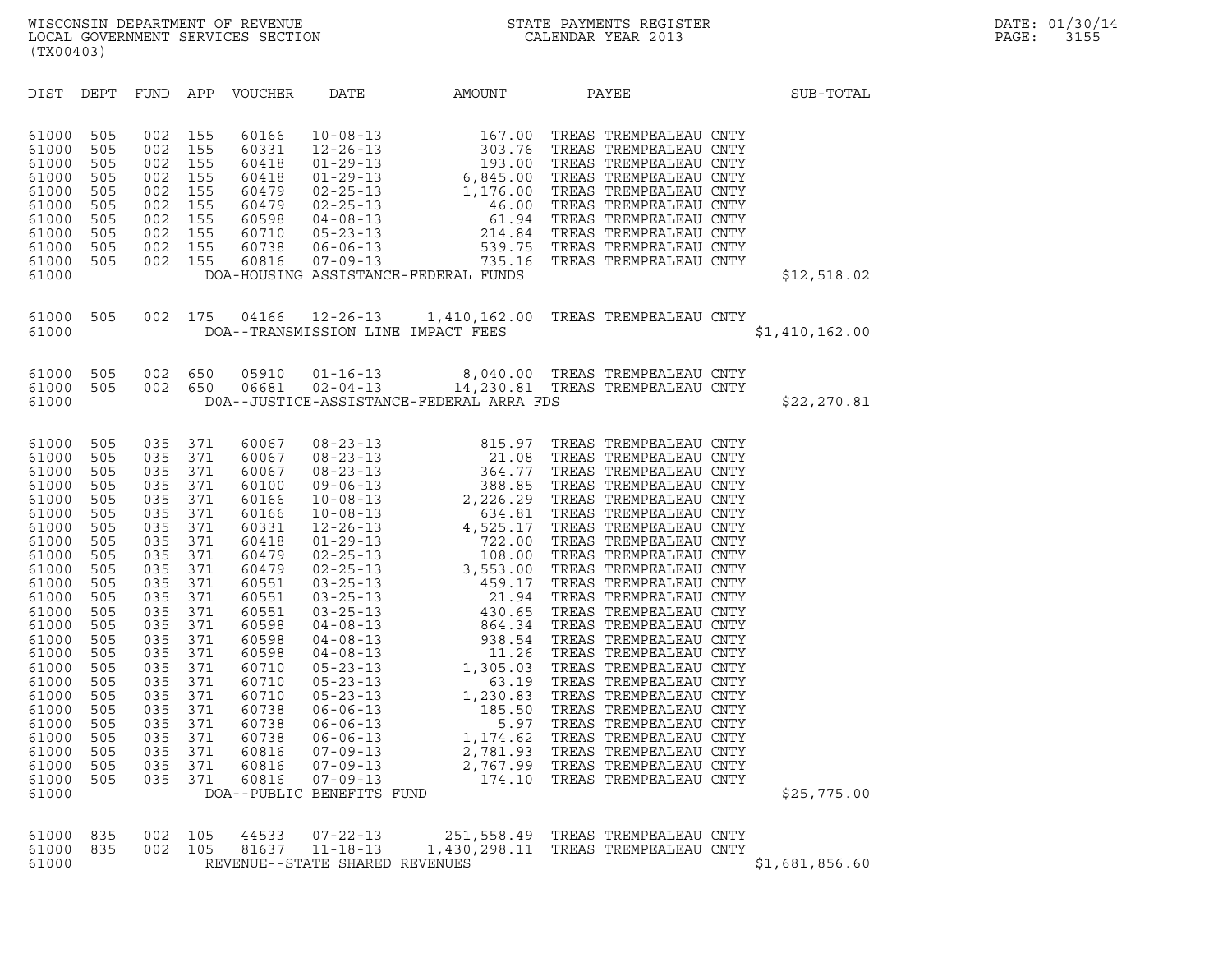WISCONSIN DEPARTMENT OF REVENUE
LOCAL GOVERNMENT SERVICES SECTION
(TX00403)

STATE PAYMENTS REGISTER
CALENDAR YEAR 2013

DATE: 01/30/14

| DIST | DEPT | FUND | APP | VOUCHER | DATE | AMOUNT | PAYEE | SUB-TOTAL |
|---|---|---|---|---|---|---|---|---|
| 61000 | 505 | 002 | 155 | 60166 | 10-08-13 | 167.00 | TREAS TREMPEALEAU CNTY | |
| 61000 | 505 | 002 | 155 | 60331 | 12-26-13 | 303.76 | TREAS TREMPEALEAU CNTY | |
| 61000 | 505 | 002 | 155 | 60418 | 01-29-13 | 193.00 | TREAS TREMPEALEAU CNTY | |
| 61000 | 505 | 002 | 155 | 60418 | 01-29-13 | 6,845.00 | TREAS TREMPEALEAU CNTY | |
| 61000 | 505 | 002 | 155 | 60479 | 02-25-13 | 1,176.00 | TREAS TREMPEALEAU CNTY | |
| 61000 | 505 | 002 | 155 | 60479 | 02-25-13 | 46.00 | TREAS TREMPEALEAU CNTY | |
| 61000 | 505 | 002 | 155 | 60598 | 04-08-13 | 61.94 | TREAS TREMPEALEAU CNTY | |
| 61000 | 505 | 002 | 155 | 60710 | 05-23-13 | 214.84 | TREAS TREMPEALEAU CNTY | |
| 61000 | 505 | 002 | 155 | 60738 | 06-06-13 | 539.75 | TREAS TREMPEALEAU CNTY | |
| 61000 | 505 | 002 | 155 | 60816 | 07-09-13 | 735.16 | TREAS TREMPEALEAU CNTY | |
| 61000 | | | | | DOA-HOUSING ASSISTANCE-FEDERAL FUNDS | | | $12,518.02 |
| 61000 | 505 | 002 | 175 | 04166 | 12-26-13 | 1,410,162.00 | TREAS TREMPEALEAU CNTY | |
| 61000 | | | | | DOA--TRANSMISSION LINE IMPACT FEES | | | $1,410,162.00 |
| 61000 | 505 | 002 | 650 | 05910 | 01-16-13 | 8,040.00 | TREAS TREMPEALEAU CNTY | |
| 61000 | 505 | 002 | 650 | 06681 | 02-04-13 | 14,230.81 | TREAS TREMPEALEAU CNTY | |
| 61000 | | | | | D0A--JUSTICE-ASSISTANCE-FEDERAL ARRA FDS | | | $22,270.81 |
| 61000 | 505 | 035 | 371 | 60067 | 08-23-13 | 815.97 | TREAS TREMPEALEAU CNTY | |
| 61000 | 505 | 035 | 371 | 60067 | 08-23-13 | 21.08 | TREAS TREMPEALEAU CNTY | |
| 61000 | 505 | 035 | 371 | 60067 | 08-23-13 | 364.77 | TREAS TREMPEALEAU CNTY | |
| 61000 | 505 | 035 | 371 | 60100 | 09-06-13 | 388.85 | TREAS TREMPEALEAU CNTY | |
| 61000 | 505 | 035 | 371 | 60166 | 10-08-13 | 2,226.29 | TREAS TREMPEALEAU CNTY | |
| 61000 | 505 | 035 | 371 | 60166 | 10-08-13 | 634.81 | TREAS TREMPEALEAU CNTY | |
| 61000 | 505 | 035 | 371 | 60331 | 12-26-13 | 4,525.17 | TREAS TREMPEALEAU CNTY | |
| 61000 | 505 | 035 | 371 | 60418 | 01-29-13 | 722.00 | TREAS TREMPEALEAU CNTY | |
| 61000 | 505 | 035 | 371 | 60479 | 02-25-13 | 108.00 | TREAS TREMPEALEAU CNTY | |
| 61000 | 505 | 035 | 371 | 60479 | 02-25-13 | 3,553.00 | TREAS TREMPEALEAU CNTY | |
| 61000 | 505 | 035 | 371 | 60551 | 03-25-13 | 459.17 | TREAS TREMPEALEAU CNTY | |
| 61000 | 505 | 035 | 371 | 60551 | 03-25-13 | 21.94 | TREAS TREMPEALEAU CNTY | |
| 61000 | 505 | 035 | 371 | 60551 | 03-25-13 | 430.65 | TREAS TREMPEALEAU CNTY | |
| 61000 | 505 | 035 | 371 | 60598 | 04-08-13 | 864.34 | TREAS TREMPEALEAU CNTY | |
| 61000 | 505 | 035 | 371 | 60598 | 04-08-13 | 938.54 | TREAS TREMPEALEAU CNTY | |
| 61000 | 505 | 035 | 371 | 60598 | 04-08-13 | 11.26 | TREAS TREMPEALEAU CNTY | |
| 61000 | 505 | 035 | 371 | 60710 | 05-23-13 | 1,305.03 | TREAS TREMPEALEAU CNTY | |
| 61000 | 505 | 035 | 371 | 60710 | 05-23-13 | 63.19 | TREAS TREMPEALEAU CNTY | |
| 61000 | 505 | 035 | 371 | 60710 | 05-23-13 | 1,230.83 | TREAS TREMPEALEAU CNTY | |
| 61000 | 505 | 035 | 371 | 60738 | 06-06-13 | 185.50 | TREAS TREMPEALEAU CNTY | |
| 61000 | 505 | 035 | 371 | 60738 | 06-06-13 | 5.97 | TREAS TREMPEALEAU CNTY | |
| 61000 | 505 | 035 | 371 | 60738 | 06-06-13 | 1,174.62 | TREAS TREMPEALEAU CNTY | |
| 61000 | 505 | 035 | 371 | 60816 | 07-09-13 | 2,781.93 | TREAS TREMPEALEAU CNTY | |
| 61000 | 505 | 035 | 371 | 60816 | 07-09-13 | 2,767.99 | TREAS TREMPEALEAU CNTY | |
| 61000 | 505 | 035 | 371 | 60816 | 07-09-13 | 174.10 | TREAS TREMPEALEAU CNTY | |
| 61000 | | | | | DOA--PUBLIC BENEFITS FUND | | | $25,775.00 |
| 61000 | 835 | 002 | 105 | 44533 | 07-22-13 | 251,558.49 | TREAS TREMPEALEAU CNTY | |
| 61000 | 835 | 002 | 105 | 81637 | 11-18-13 | 1,430,298.11 | TREAS TREMPEALEAU CNTY | |
| 61000 | | | | | REVENUE--STATE SHARED REVENUES | | | $1,681,856.60 |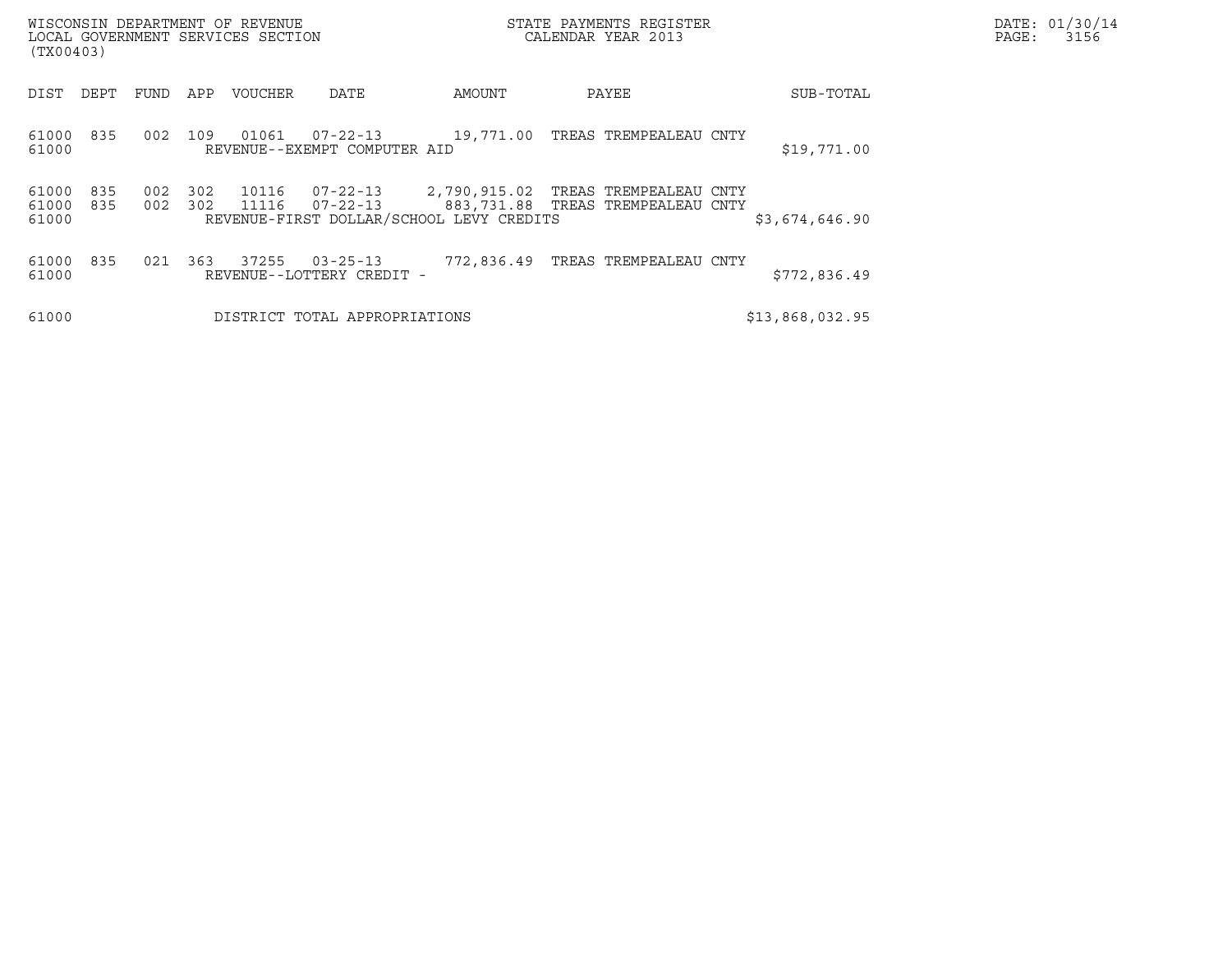WISCONSIN DEPARTMENT OF REVENUE
LOCAL GOVERNMENT SERVICES SECTION
(TX00403)

STATE PAYMENTS REGISTER
CALENDAR YEAR 2013

DATE: 01/30/14

| DIST | DEPT | FUND | APP | VOUCHER | DATE | AMOUNT | PAYEE | SUB-TOTAL |
|---|---|---|---|---|---|---|---|---|
| 61000 | 835 | 002 | 109 | 01061 | 07-22-13 | 19,771.00 | TREAS TREMPEALEAU CNTY | |
| 61000 | | | | REVENUE--EXEMPT COMPUTER AID | | | | $19,771.00 |
| 61000 | 835 | 002 | 302 | 10116 | 07-22-13 | 2,790,915.02 | TREAS TREMPEALEAU CNTY | |
| 61000 | 835 | 002 | 302 | 11116 | 07-22-13 | 883,731.88 | TREAS TREMPEALEAU CNTY | |
| 61000 | | | | REVENUE-FIRST DOLLAR/SCHOOL LEVY CREDITS | | | | $3,674,646.90 |
| 61000 | 835 | 021 | 363 | 37255 | 03-25-13 | 772,836.49 | TREAS TREMPEALEAU CNTY | |
| 61000 | | | | REVENUE--LOTTERY CREDIT - | | | | $772,836.49 |
| 61000 | | | | DISTRICT TOTAL APPROPRIATIONS | | | | $13,868,032.95 |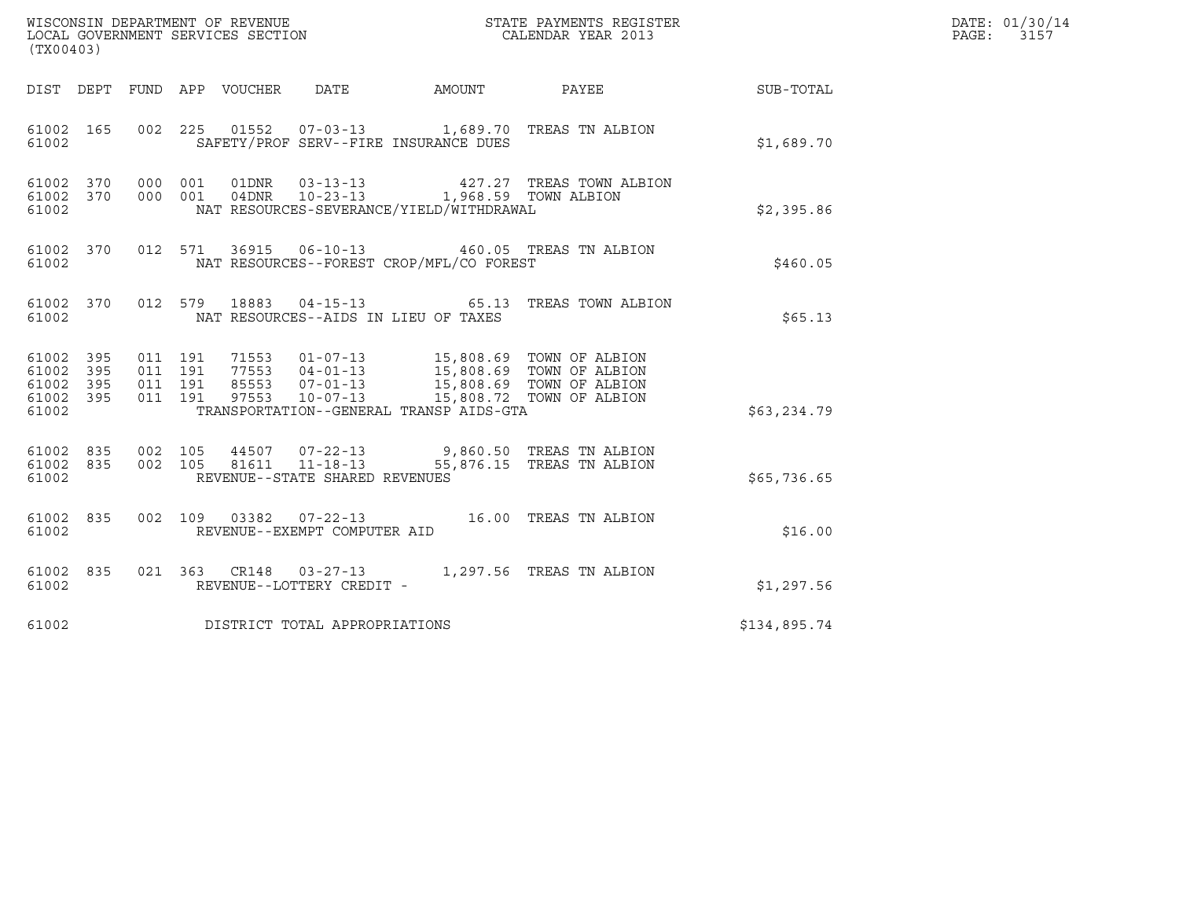WISCONSIN DEPARTMENT OF REVENUE
LOCAL GOVERNMENT SERVICES SECTION
(TX00403)

STATE PAYMENTS REGISTER
CALENDAR YEAR 2013

DATE: 01/30/14
PAGE: 3157

| DIST | DEPT | FUND | APP | VOUCHER | DATE | AMOUNT | PAYEE | SUB-TOTAL |
|---|---|---|---|---|---|---|---|---|
| 61002 | 165 | 002 | 225 | 01552 | 07-03-13 | 1,689.70 | TREAS TN ALBION | |
| 61002 | | | | SAFETY/PROF SERV--FIRE INSURANCE DUES | | | | $1,689.70 |
| 61002 | 370 | 000 | 001 | 01DNR | 03-13-13 | 427.27 | TREAS TOWN ALBION | |
| 61002 | 370 | 000 | 001 | 04DNR | 10-23-13 | 1,968.59 | TOWN ALBION | |
| 61002 | | | | NAT RESOURCES-SEVERANCE/YIELD/WITHDRAWAL | | | | $2,395.86 |
| 61002 | 370 | 012 | 571 | 36915 | 06-10-13 | 460.05 | TREAS TN ALBION | |
| 61002 | | | | NAT RESOURCES--FOREST CROP/MFL/CO FOREST | | | | $460.05 |
| 61002 | 370 | 012 | 579 | 18883 | 04-15-13 | 65.13 | TREAS TOWN ALBION | |
| 61002 | | | | NAT RESOURCES--AIDS IN LIEU OF TAXES | | | | $65.13 |
| 61002 | 395 | 011 | 191 | 71553 | 01-07-13 | 15,808.69 | TOWN OF ALBION | |
| 61002 | 395 | 011 | 191 | 77553 | 04-01-13 | 15,808.69 | TOWN OF ALBION | |
| 61002 | 395 | 011 | 191 | 85553 | 07-01-13 | 15,808.69 | TOWN OF ALBION | |
| 61002 | 395 | 011 | 191 | 97553 | 10-07-13 | 15,808.72 | TOWN OF ALBION | |
| 61002 | | | | TRANSPORTATION--GENERAL TRANSP AIDS-GTA | | | | $63,234.79 |
| 61002 | 835 | 002 | 105 | 44507 | 07-22-13 | 9,860.50 | TREAS TN ALBION | |
| 61002 | 835 | 002 | 105 | 81611 | 11-18-13 | 55,876.15 | TREAS TN ALBION | |
| 61002 | | | | REVENUE--STATE SHARED REVENUES | | | | $65,736.65 |
| 61002 | 835 | 002 | 109 | 03382 | 07-22-13 | 16.00 | TREAS TN ALBION | |
| 61002 | | | | REVENUE--EXEMPT COMPUTER AID | | | | $16.00 |
| 61002 | 835 | 021 | 363 | CR148 | 03-27-13 | 1,297.56 | TREAS TN ALBION | |
| 61002 | | | | REVENUE--LOTTERY CREDIT - | | | | $1,297.56 |
| 61002 | | | | DISTRICT TOTAL APPROPRIATIONS | | | | $134,895.74 |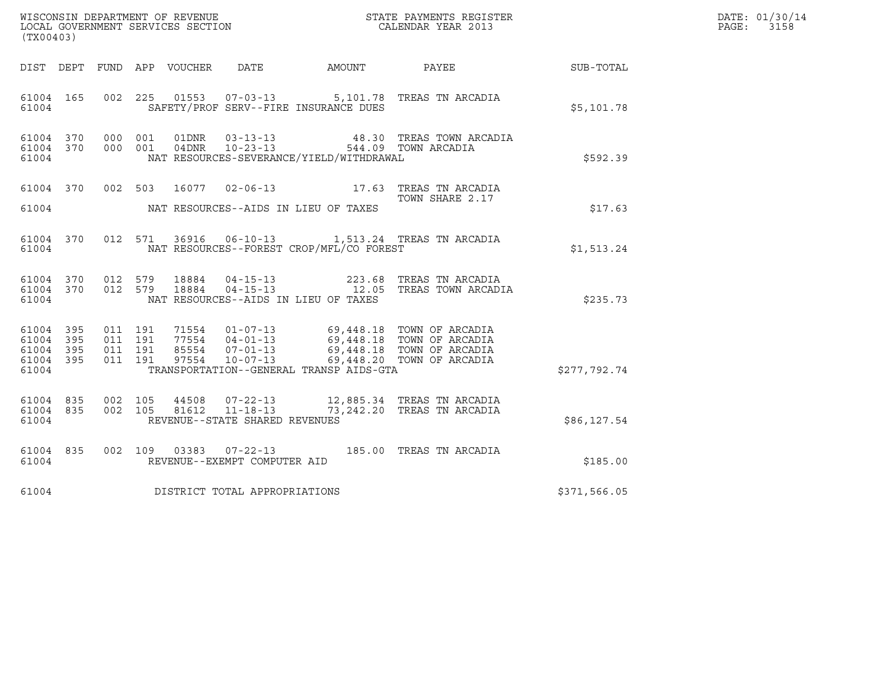WISCONSIN DEPARTMENT OF REVENUE
LOCAL GOVERNMENT SERVICES SECTION
(TX00403)

STATE PAYMENTS REGISTER
CALENDAR YEAR 2013

DATE: 01/30/14
PAGE: 3158

| DIST | DEPT | FUND | APP | VOUCHER | DATE | AMOUNT | PAYEE | SUB-TOTAL |
|---|---|---|---|---|---|---|---|---|
| 61004 | 165 | 002 | 225 | 01553 | 07-03-13 | 5,101.78 | TREAS TN ARCADIA | |
| 61004 | | | | SAFETY/PROF SERV--FIRE INSURANCE DUES | | | | $5,101.78 |
| 61004 | 370 | 000 | 001 | 01DNR | 03-13-13 | 48.30 | TREAS TOWN ARCADIA | |
| 61004 | 370 | 000 | 001 | 04DNR | 10-23-13 | 544.09 | TOWN ARCADIA | |
| 61004 | | | | NAT RESOURCES-SEVERANCE/YIELD/WITHDRAWAL | | | | $592.39 |
| 61004 | 370 | 002 | 503 | 16077 | 02-06-13 | 17.63 | TREAS TN ARCADIA TOWN SHARE 2.17 | |
| 61004 | | | | NAT RESOURCES--AIDS IN LIEU OF TAXES | | | | $17.63 |
| 61004 | 370 | 012 | 571 | 36916 | 06-10-13 | 1,513.24 | TREAS TN ARCADIA | |
| 61004 | | | | NAT RESOURCES--FOREST CROP/MFL/CO FOREST | | | | $1,513.24 |
| 61004 | 370 | 012 | 579 | 18884 | 04-15-13 | 223.68 | TREAS TN ARCADIA | |
| 61004 | 370 | 012 | 579 | 18884 | 04-15-13 | 12.05 | TREAS TOWN ARCADIA | |
| 61004 | | | | NAT RESOURCES--AIDS IN LIEU OF TAXES | | | | $235.73 |
| 61004 | 395 | 011 | 191 | 71554 | 01-07-13 | 69,448.18 | TOWN OF ARCADIA | |
| 61004 | 395 | 011 | 191 | 77554 | 04-01-13 | 69,448.18 | TOWN OF ARCADIA | |
| 61004 | 395 | 011 | 191 | 85554 | 07-01-13 | 69,448.18 | TOWN OF ARCADIA | |
| 61004 | 395 | 011 | 191 | 97554 | 10-07-13 | 69,448.20 | TOWN OF ARCADIA | |
| 61004 | | | | TRANSPORTATION--GENERAL TRANSP AIDS-GTA | | | | $277,792.74 |
| 61004 | 835 | 002 | 105 | 44508 | 07-22-13 | 12,885.34 | TREAS TN ARCADIA | |
| 61004 | 835 | 002 | 105 | 81612 | 11-18-13 | 73,242.20 | TREAS TN ARCADIA | |
| 61004 | | | | REVENUE--STATE SHARED REVENUES | | | | $86,127.54 |
| 61004 | 835 | 002 | 109 | 03383 | 07-22-13 | 185.00 | TREAS TN ARCADIA | |
| 61004 | | | | REVENUE--EXEMPT COMPUTER AID | | | | $185.00 |
| 61004 | | | | DISTRICT TOTAL APPROPRIATIONS | | | | $371,566.05 |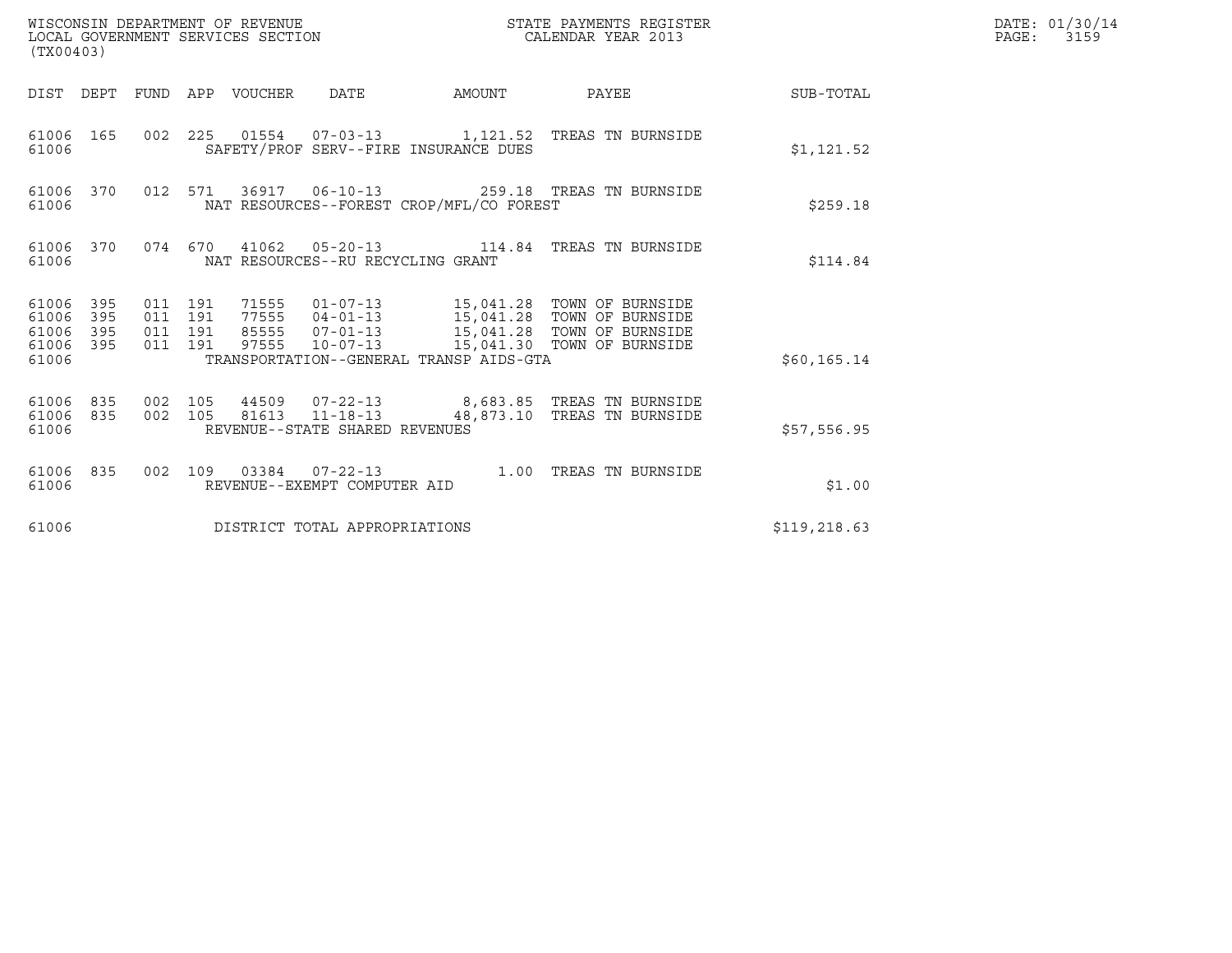WISCONSIN DEPARTMENT OF REVENUE
LOCAL GOVERNMENT SERVICES SECTION
(TX00403)

STATE PAYMENTS REGISTER
CALENDAR YEAR 2013

DATE: 01/30/14
PAGE: 3159

| DIST | DEPT | FUND | APP | VOUCHER | DATE | AMOUNT | PAYEE | SUB-TOTAL |
|---|---|---|---|---|---|---|---|---|
| 61006 | 165 | 002 | 225 | 01554 | 07-03-13 | 1,121.52 | TREAS TN BURNSIDE | |
| 61006 | | | | SAFETY/PROF SERV--FIRE INSURANCE DUES | | | | $1,121.52 |
| 61006 | 370 | 012 | 571 | 36917 | 06-10-13 | 259.18 | TREAS TN BURNSIDE | |
| 61006 | | | | NAT RESOURCES--FOREST CROP/MFL/CO FOREST | | | | $259.18 |
| 61006 | 370 | 074 | 670 | 41062 | 05-20-13 | 114.84 | TREAS TN BURNSIDE | |
| 61006 | | | | NAT RESOURCES--RU RECYCLING GRANT | | | | $114.84 |
| 61006 | 395 | 011 | 191 | 71555 | 01-07-13 | 15,041.28 | TOWN OF BURNSIDE | |
| 61006 | 395 | 011 | 191 | 77555 | 04-01-13 | 15,041.28 | TOWN OF BURNSIDE | |
| 61006 | 395 | 011 | 191 | 85555 | 07-01-13 | 15,041.28 | TOWN OF BURNSIDE | |
| 61006 | 395 | 011 | 191 | 97555 | 10-07-13 | 15,041.30 | TOWN OF BURNSIDE | |
| 61006 | | | | TRANSPORTATION--GENERAL TRANSP AIDS-GTA | | | | $60,165.14 |
| 61006 | 835 | 002 | 105 | 44509 | 07-22-13 | 8,683.85 | TREAS TN BURNSIDE | |
| 61006 | 835 | 002 | 105 | 81613 | 11-18-13 | 48,873.10 | TREAS TN BURNSIDE | |
| 61006 | | | | REVENUE--STATE SHARED REVENUES | | | | $57,556.95 |
| 61006 | 835 | 002 | 109 | 03384 | 07-22-13 | 1.00 | TREAS TN BURNSIDE | |
| 61006 | | | | REVENUE--EXEMPT COMPUTER AID | | | | $1.00 |
| 61006 | | | | DISTRICT TOTAL APPROPRIATIONS | | | | $119,218.63 |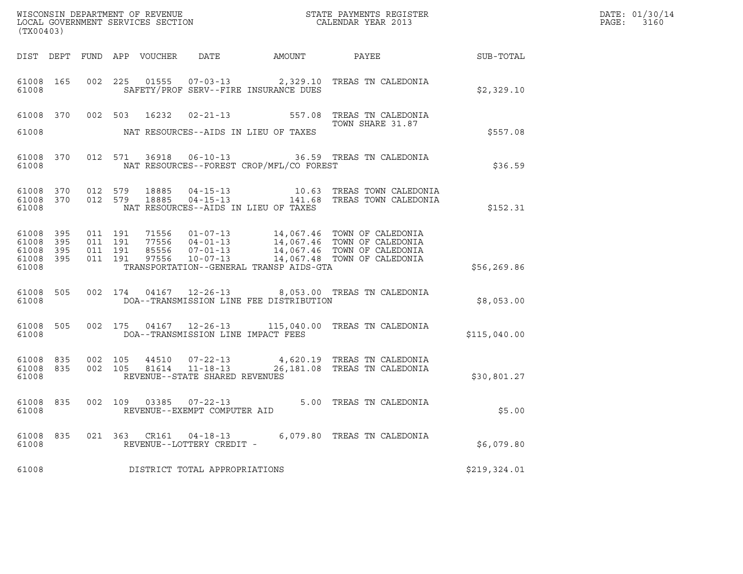WISCONSIN DEPARTMENT OF REVENUE
LOCAL GOVERNMENT SERVICES SECTION
(TX00403)

STATE PAYMENTS REGISTER
CALENDAR YEAR 2013

DATE: 01/30/14
PAGE: 3160

| DIST | DEPT | FUND | APP | VOUCHER | DATE | AMOUNT | PAYEE | SUB-TOTAL |
|---|---|---|---|---|---|---|---|---|
| 61008 | 165 | 002 | 225 | 01555 | 07-03-13 | 2,329.10 | TREAS TN CALEDONIA | |
| 61008 | | | | | SAFETY/PROF SERV--FIRE INSURANCE DUES | | | $2,329.10 |
| 61008 | 370 | 002 | 503 | 16232 | 02-21-13 | 557.08 | TREAS TN CALEDONIA TOWN SHARE 31.87 | |
| 61008 | | | | | NAT RESOURCES--AIDS IN LIEU OF TAXES | | | $557.08 |
| 61008 | 370 | 012 | 571 | 36918 | 06-10-13 | 36.59 | TREAS TN CALEDONIA | |
| 61008 | | | | | NAT RESOURCES--FOREST CROP/MFL/CO FOREST | | | $36.59 |
| 61008 | 370 | 012 | 579 | 18885 | 04-15-13 | 10.63 | TREAS TOWN CALEDONIA | |
| 61008 | 370 | 012 | 579 | 18885 | 04-15-13 | 141.68 | TREAS TOWN CALEDONIA | |
| 61008 | | | | | NAT RESOURCES--AIDS IN LIEU OF TAXES | | | $152.31 |
| 61008 | 395 | 011 | 191 | 71556 | 01-07-13 | 14,067.46 | TOWN OF CALEDONIA | |
| 61008 | 395 | 011 | 191 | 77556 | 04-01-13 | 14,067.46 | TOWN OF CALEDONIA | |
| 61008 | 395 | 011 | 191 | 85556 | 07-01-13 | 14,067.46 | TOWN OF CALEDONIA | |
| 61008 | 395 | 011 | 191 | 97556 | 10-07-13 | 14,067.48 | TOWN OF CALEDONIA | |
| 61008 | | | | | TRANSPORTATION--GENERAL TRANSP AIDS-GTA | | | $56,269.86 |
| 61008 | 505 | 002 | 174 | 04167 | 12-26-13 | 8,053.00 | TREAS TN CALEDONIA | |
| 61008 | | | | | DOA--TRANSMISSION LINE FEE DISTRIBUTION | | | $8,053.00 |
| 61008 | 505 | 002 | 175 | 04167 | 12-26-13 | 115,040.00 | TREAS TN CALEDONIA | |
| 61008 | | | | | DOA--TRANSMISSION LINE IMPACT FEES | | | $115,040.00 |
| 61008 | 835 | 002 | 105 | 44510 | 07-22-13 | 4,620.19 | TREAS TN CALEDONIA | |
| 61008 | 835 | 002 | 105 | 81614 | 11-18-13 | 26,181.08 | TREAS TN CALEDONIA | |
| 61008 | | | | | REVENUE--STATE SHARED REVENUES | | | $30,801.27 |
| 61008 | 835 | 002 | 109 | 03385 | 07-22-13 | 5.00 | TREAS TN CALEDONIA | |
| 61008 | | | | | REVENUE--EXEMPT COMPUTER AID | | | $5.00 |
| 61008 | 835 | 021 | 363 | CR161 | 04-18-13 | 6,079.80 | TREAS TN CALEDONIA | |
| 61008 | | | | | REVENUE--LOTTERY CREDIT - | | | $6,079.80 |
| 61008 | | | | | DISTRICT TOTAL APPROPRIATIONS | | | $219,324.01 |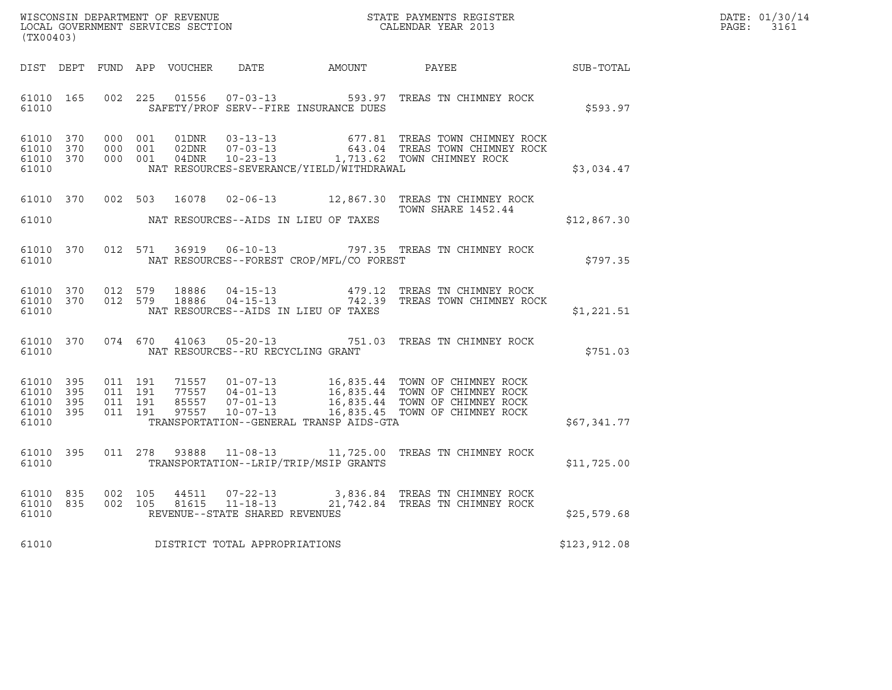WISCONSIN DEPARTMENT OF REVENUE
LOCAL GOVERNMENT SERVICES SECTION
(TX00403)

STATE PAYMENTS REGISTER
CALENDAR YEAR 2013

DATE: 01/30/14
PAGE: 3161

| DIST | DEPT | FUND | APP | VOUCHER | DATE | AMOUNT | PAYEE | SUB-TOTAL |
|---|---|---|---|---|---|---|---|---|
| 61010 | 165 | 002 | 225 | 01556 | 07-03-13 | 593.97 | TREAS TN CHIMNEY ROCK | |
| 61010 | | | | | SAFETY/PROF SERV--FIRE INSURANCE DUES | | | $593.97 |
| 61010 | 370 | 000 | 001 | 01DNR | 03-13-13 | 677.81 | TREAS TOWN CHIMNEY ROCK | |
| 61010 | 370 | 000 | 001 | 02DNR | 07-03-13 | 643.04 | TREAS TOWN CHIMNEY ROCK | |
| 61010 | 370 | 000 | 001 | 04DNR | 10-23-13 | 1,713.62 | TOWN CHIMNEY ROCK | |
| 61010 | | | | | NAT RESOURCES-SEVERANCE/YIELD/WITHDRAWAL | | | $3,034.47 |
| 61010 | 370 | 002 | 503 | 16078 | 02-06-13 | 12,867.30 | TREAS TN CHIMNEY ROCK TOWN SHARE 1452.44 | |
| 61010 | | | | | NAT RESOURCES--AIDS IN LIEU OF TAXES | | | $12,867.30 |
| 61010 | 370 | 012 | 571 | 36919 | 06-10-13 | 797.35 | TREAS TN CHIMNEY ROCK | |
| 61010 | | | | | NAT RESOURCES--FOREST CROP/MFL/CO FOREST | | | $797.35 |
| 61010 | 370 | 012 | 579 | 18886 | 04-15-13 | 479.12 | TREAS TN CHIMNEY ROCK | |
| 61010 | 370 | 012 | 579 | 18886 | 04-15-13 | 742.39 | TREAS TOWN CHIMNEY ROCK | |
| 61010 | | | | | NAT RESOURCES--AIDS IN LIEU OF TAXES | | | $1,221.51 |
| 61010 | 370 | 074 | 670 | 41063 | 05-20-13 | 751.03 | TREAS TN CHIMNEY ROCK | |
| 61010 | | | | | NAT RESOURCES--RU RECYCLING GRANT | | | $751.03 |
| 61010 | 395 | 011 | 191 | 71557 | 01-07-13 | 16,835.44 | TOWN OF CHIMNEY ROCK | |
| 61010 | 395 | 011 | 191 | 77557 | 04-01-13 | 16,835.44 | TOWN OF CHIMNEY ROCK | |
| 61010 | 395 | 011 | 191 | 85557 | 07-01-13 | 16,835.44 | TOWN OF CHIMNEY ROCK | |
| 61010 | 395 | 011 | 191 | 97557 | 10-07-13 | 16,835.45 | TOWN OF CHIMNEY ROCK | |
| 61010 | | | | | TRANSPORTATION--GENERAL TRANSP AIDS-GTA | | | $67,341.77 |
| 61010 | 395 | 011 | 278 | 93888 | 11-08-13 | 11,725.00 | TREAS TN CHIMNEY ROCK | |
| 61010 | | | | | TRANSPORTATION--LRIP/TRIP/MSIP GRANTS | | | $11,725.00 |
| 61010 | 835 | 002 | 105 | 44511 | 07-22-13 | 3,836.84 | TREAS TN CHIMNEY ROCK | |
| 61010 | 835 | 002 | 105 | 81615 | 11-18-13 | 21,742.84 | TREAS TN CHIMNEY ROCK | |
| 61010 | | | | | REVENUE--STATE SHARED REVENUES | | | $25,579.68 |
| 61010 | | | | | DISTRICT TOTAL APPROPRIATIONS | | | $123,912.08 |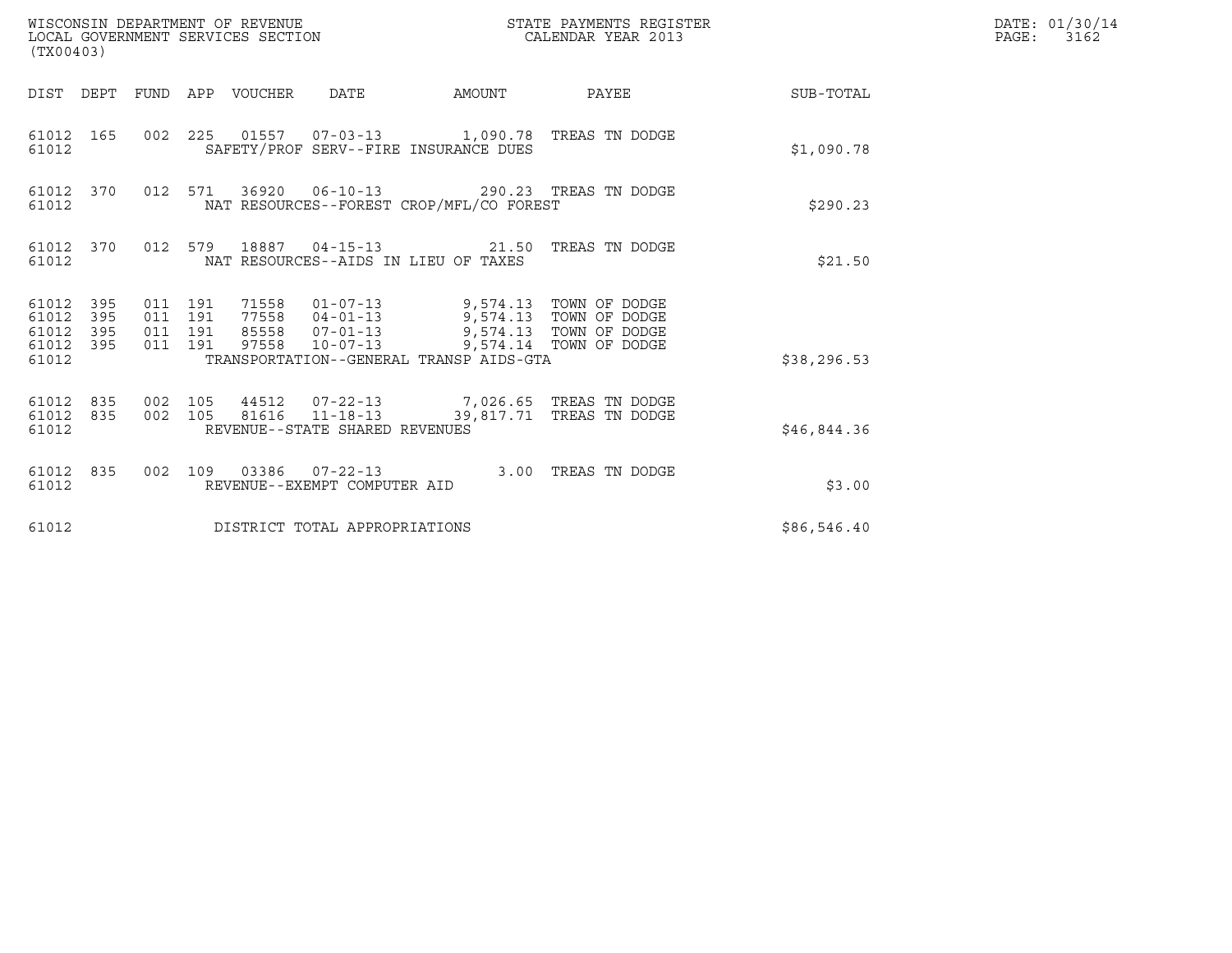WISCONSIN DEPARTMENT OF REVENUE
LOCAL GOVERNMENT SERVICES SECTION
(TX00403)

STATE PAYMENTS REGISTER
CALENDAR YEAR 2013

DATE: 01/30/14
PAGE: 3162

| DIST | DEPT | FUND | APP | VOUCHER | DATE | AMOUNT | PAYEE | SUB-TOTAL |
|---|---|---|---|---|---|---|---|---|
| 61012 | 165 | 002 | 225 | 01557 | 07-03-13 | 1,090.78 | TREAS TN DODGE | |
| 61012 | | | | SAFETY/PROF SERV--FIRE INSURANCE DUES | | | | $1,090.78 |
| 61012 | 370 | 012 | 571 | 36920 | 06-10-13 | 290.23 | TREAS TN DODGE | |
| 61012 | | | | NAT RESOURCES--FOREST CROP/MFL/CO FOREST | | | | $290.23 |
| 61012 | 370 | 012 | 579 | 18887 | 04-15-13 | 21.50 | TREAS TN DODGE | |
| 61012 | | | | NAT RESOURCES--AIDS IN LIEU OF TAXES | | | | $21.50 |
| 61012 | 395 | 011 | 191 | 71558 | 01-07-13 | 9,574.13 | TOWN OF DODGE | |
| 61012 | 395 | 011 | 191 | 77558 | 04-01-13 | 9,574.13 | TOWN OF DODGE | |
| 61012 | 395 | 011 | 191 | 85558 | 07-01-13 | 9,574.13 | TOWN OF DODGE | |
| 61012 | 395 | 011 | 191 | 97558 | 10-07-13 | 9,574.14 | TOWN OF DODGE | |
| 61012 | | | | TRANSPORTATION--GENERAL TRANSP AIDS-GTA | | | | $38,296.53 |
| 61012 | 835 | 002 | 105 | 44512 | 07-22-13 | 7,026.65 | TREAS TN DODGE | |
| 61012 | 835 | 002 | 105 | 81616 | 11-18-13 | 39,817.71 | TREAS TN DODGE | |
| 61012 | | | | REVENUE--STATE SHARED REVENUES | | | | $46,844.36 |
| 61012 | 835 | 002 | 109 | 03386 | 07-22-13 | 3.00 | TREAS TN DODGE | |
| 61012 | | | | REVENUE--EXEMPT COMPUTER AID | | | | $3.00 |
| 61012 | | | | DISTRICT TOTAL APPROPRIATIONS | | | | $86,546.40 |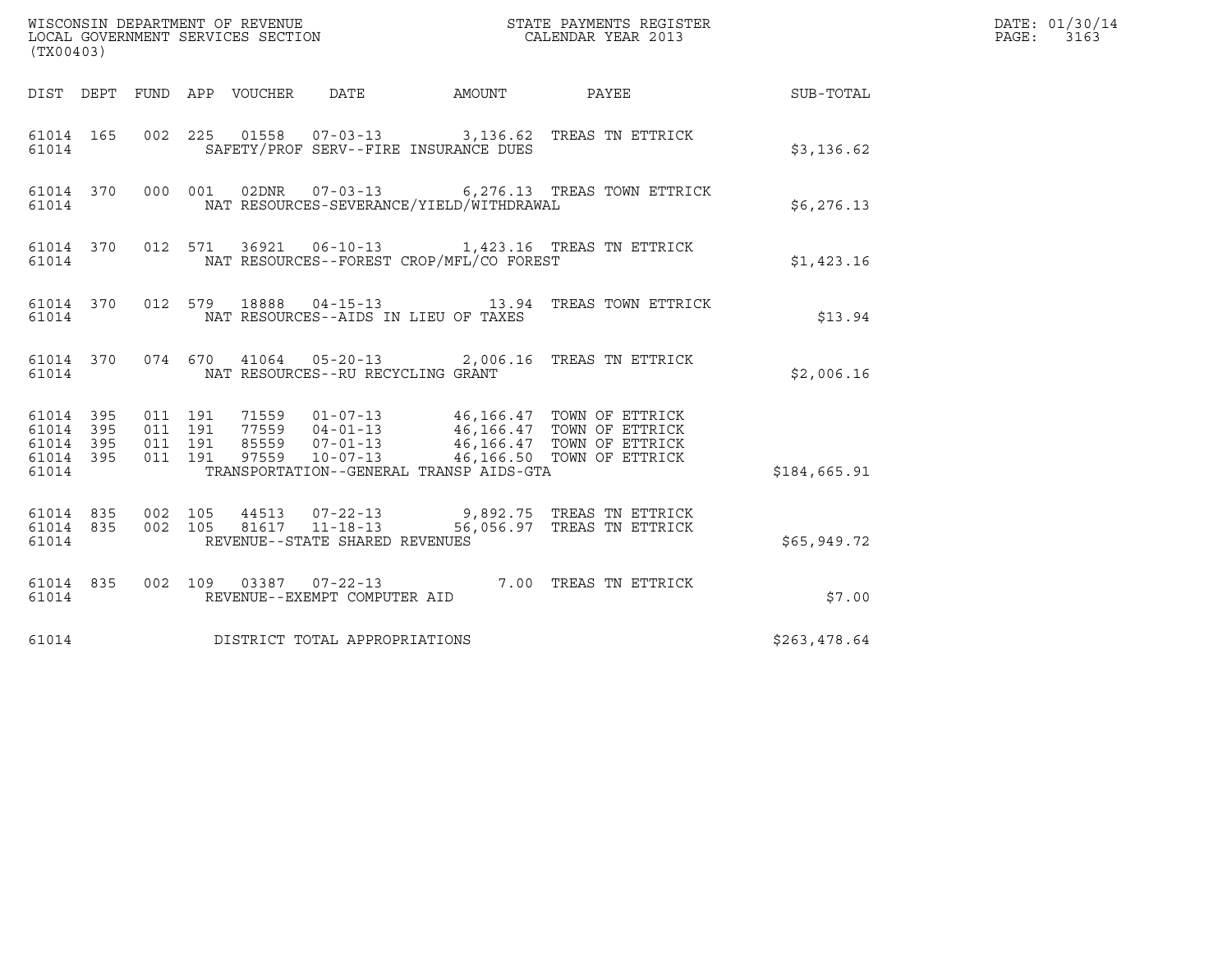WISCONSIN DEPARTMENT OF REVENUE
LOCAL GOVERNMENT SERVICES SECTION
(TX00403)

STATE PAYMENTS REGISTER
CALENDAR YEAR 2013

DATE: 01/30/14
PAGE: 3163

| DIST | DEPT | FUND | APP | VOUCHER | DATE | AMOUNT | PAYEE | SUB-TOTAL |
|---|---|---|---|---|---|---|---|---|
| 61014 | 165 | 002 | 225 | 01558 | 07-03-13 | 3,136.62 | TREAS TN ETTRICK | |
| 61014 | | | | SAFETY/PROF SERV--FIRE INSURANCE DUES | | | | $3,136.62 |
| 61014 | 370 | 000 | 001 | 02DNR | 07-03-13 | 6,276.13 | TREAS TOWN ETTRICK | |
| 61014 | | | | NAT RESOURCES-SEVERANCE/YIELD/WITHDRAWAL | | | | $6,276.13 |
| 61014 | 370 | 012 | 571 | 36921 | 06-10-13 | 1,423.16 | TREAS TN ETTRICK | |
| 61014 | | | | NAT RESOURCES--FOREST CROP/MFL/CO FOREST | | | | $1,423.16 |
| 61014 | 370 | 012 | 579 | 18888 | 04-15-13 | 13.94 | TREAS TOWN ETTRICK | |
| 61014 | | | | NAT RESOURCES--AIDS IN LIEU OF TAXES | | | | $13.94 |
| 61014 | 370 | 074 | 670 | 41064 | 05-20-13 | 2,006.16 | TREAS TN ETTRICK | |
| 61014 | | | | NAT RESOURCES--RU RECYCLING GRANT | | | | $2,006.16 |
| 61014 | 395 | 011 | 191 | 71559 | 01-07-13 | 46,166.47 | TOWN OF ETTRICK | |
| 61014 | 395 | 011 | 191 | 77559 | 04-01-13 | 46,166.47 | TOWN OF ETTRICK | |
| 61014 | 395 | 011 | 191 | 85559 | 07-01-13 | 46,166.47 | TOWN OF ETTRICK | |
| 61014 | 395 | 011 | 191 | 97559 | 10-07-13 | 46,166.50 | TOWN OF ETTRICK | |
| 61014 | | | | TRANSPORTATION--GENERAL TRANSP AIDS-GTA | | | | $184,665.91 |
| 61014 | 835 | 002 | 105 | 44513 | 07-22-13 | 9,892.75 | TREAS TN ETTRICK | |
| 61014 | 835 | 002 | 105 | 81617 | 11-18-13 | 56,056.97 | TREAS TN ETTRICK | |
| 61014 | | | | REVENUE--STATE SHARED REVENUES | | | | $65,949.72 |
| 61014 | 835 | 002 | 109 | 03387 | 07-22-13 | 7.00 | TREAS TN ETTRICK | |
| 61014 | | | | REVENUE--EXEMPT COMPUTER AID | | | | $7.00 |
| 61014 | | | | DISTRICT TOTAL APPROPRIATIONS | | | | $263,478.64 |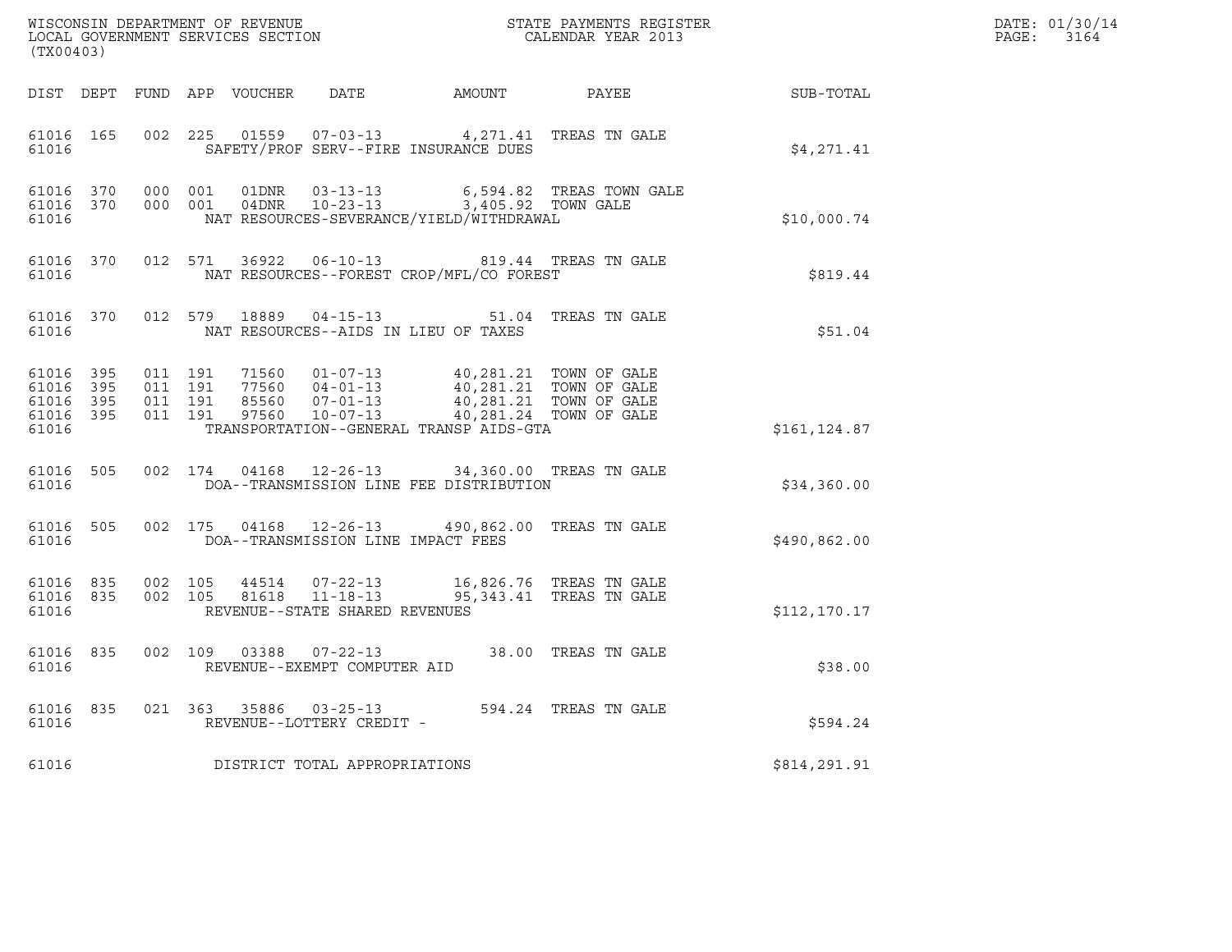WISCONSIN DEPARTMENT OF REVENUE
LOCAL GOVERNMENT SERVICES SECTION
(TX00403)

STATE PAYMENTS REGISTER
CALENDAR YEAR 2013

DATE: 01/30/14
PAGE: 3164

| DIST | DEPT | FUND | APP | VOUCHER | DATE | AMOUNT | PAYEE | SUB-TOTAL |
|---|---|---|---|---|---|---|---|---|
| 61016 | 165 | 002 | 225 | 01559 | 07-03-13 | 4,271.41 | TREAS TN GALE | |
| 61016 | | | | SAFETY/PROF SERV--FIRE INSURANCE DUES | | | | $4,271.41 |
| 61016 | 370 | 000 | 001 | 01DNR | 03-13-13 | 6,594.82 | TREAS TOWN GALE | |
| 61016 | 370 | 000 | 001 | 04DNR | 10-23-13 | 3,405.92 | TOWN GALE | |
| 61016 | | | | NAT RESOURCES-SEVERANCE/YIELD/WITHDRAWAL | | | | $10,000.74 |
| 61016 | 370 | 012 | 571 | 36922 | 06-10-13 | 819.44 | TREAS TN GALE | |
| 61016 | | | | NAT RESOURCES--FOREST CROP/MFL/CO FOREST | | | | $819.44 |
| 61016 | 370 | 012 | 579 | 18889 | 04-15-13 | 51.04 | TREAS TN GALE | |
| 61016 | | | | NAT RESOURCES--AIDS IN LIEU OF TAXES | | | | $51.04 |
| 61016 | 395 | 011 | 191 | 71560 | 01-07-13 | 40,281.21 | TOWN OF GALE | |
| 61016 | 395 | 011 | 191 | 77560 | 04-01-13 | 40,281.21 | TOWN OF GALE | |
| 61016 | 395 | 011 | 191 | 85560 | 07-01-13 | 40,281.21 | TOWN OF GALE | |
| 61016 | 395 | 011 | 191 | 97560 | 10-07-13 | 40,281.24 | TOWN OF GALE | |
| 61016 | | | | TRANSPORTATION--GENERAL TRANSP AIDS-GTA | | | | $161,124.87 |
| 61016 | 505 | 002 | 174 | 04168 | 12-26-13 | 34,360.00 | TREAS TN GALE | |
| 61016 | | | | DOA--TRANSMISSION LINE FEE DISTRIBUTION | | | | $34,360.00 |
| 61016 | 505 | 002 | 175 | 04168 | 12-26-13 | 490,862.00 | TREAS TN GALE | |
| 61016 | | | | DOA--TRANSMISSION LINE IMPACT FEES | | | | $490,862.00 |
| 61016 | 835 | 002 | 105 | 44514 | 07-22-13 | 16,826.76 | TREAS TN GALE | |
| 61016 | 835 | 002 | 105 | 81618 | 11-18-13 | 95,343.41 | TREAS TN GALE | |
| 61016 | | | | REVENUE--STATE SHARED REVENUES | | | | $112,170.17 |
| 61016 | 835 | 002 | 109 | 03388 | 07-22-13 | 38.00 | TREAS TN GALE | |
| 61016 | | | | REVENUE--EXEMPT COMPUTER AID | | | | $38.00 |
| 61016 | 835 | 021 | 363 | 35886 | 03-25-13 | 594.24 | TREAS TN GALE | |
| 61016 | | | | REVENUE--LOTTERY CREDIT - | | | | $594.24 |
| 61016 | | | | DISTRICT TOTAL APPROPRIATIONS | | | | $814,291.91 |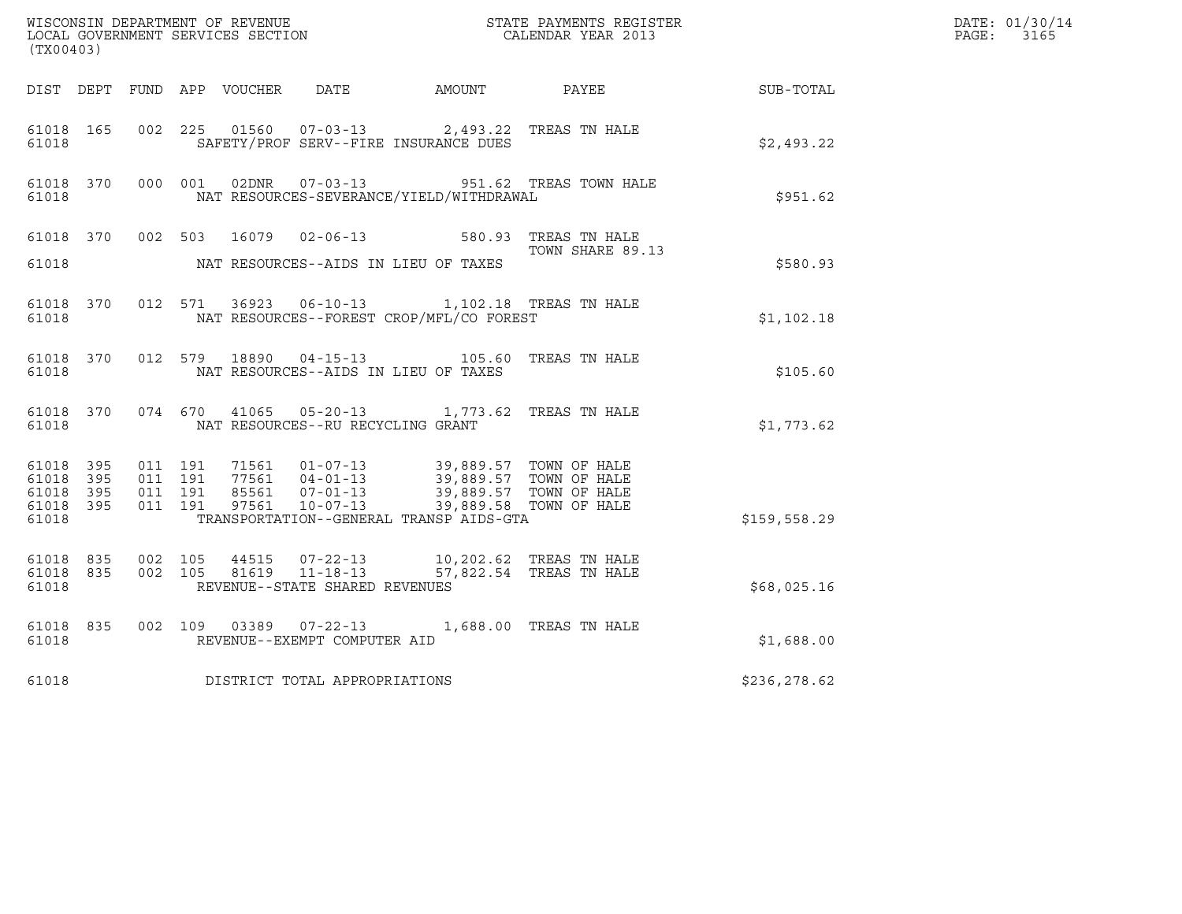WISCONSIN DEPARTMENT OF REVENUE
LOCAL GOVERNMENT SERVICES SECTION
(TX00403)

STATE PAYMENTS REGISTER
CALENDAR YEAR 2013

DATE: 01/30/14
PAGE: 3165

| DIST | DEPT | FUND | APP | VOUCHER | DATE | AMOUNT | PAYEE | SUB-TOTAL |
|---|---|---|---|---|---|---|---|---|
| 61018 | 165 | 002 | 225 | 01560 | 07-03-13 | 2,493.22 | TREAS TN HALE | |
| 61018 | | | | SAFETY/PROF SERV--FIRE INSURANCE DUES | | | | $2,493.22 |
| 61018 | 370 | 000 | 001 | 02DNR | 07-03-13 | 951.62 | TREAS TOWN HALE | |
| 61018 | | | | NAT RESOURCES-SEVERANCE/YIELD/WITHDRAWAL | | | | $951.62 |
| 61018 | 370 | 002 | 503 | 16079 | 02-06-13 | 580.93 | TREAS TN HALE TOWN SHARE 89.13 | |
| 61018 | | | | NAT RESOURCES--AIDS IN LIEU OF TAXES | | | | $580.93 |
| 61018 | 370 | 012 | 571 | 36923 | 06-10-13 | 1,102.18 | TREAS TN HALE | |
| 61018 | | | | NAT RESOURCES--FOREST CROP/MFL/CO FOREST | | | | $1,102.18 |
| 61018 | 370 | 012 | 579 | 18890 | 04-15-13 | 105.60 | TREAS TN HALE | |
| 61018 | | | | NAT RESOURCES--AIDS IN LIEU OF TAXES | | | | $105.60 |
| 61018 | 370 | 074 | 670 | 41065 | 05-20-13 | 1,773.62 | TREAS TN HALE | |
| 61018 | | | | NAT RESOURCES--RU RECYCLING GRANT | | | | $1,773.62 |
| 61018 | 395 | 011 | 191 | 71561 | 01-07-13 | 39,889.57 | TOWN OF HALE | |
| 61018 | 395 | 011 | 191 | 77561 | 04-01-13 | 39,889.57 | TOWN OF HALE | |
| 61018 | 395 | 011 | 191 | 85561 | 07-01-13 | 39,889.57 | TOWN OF HALE | |
| 61018 | 395 | 011 | 191 | 97561 | 10-07-13 | 39,889.58 | TOWN OF HALE | |
| 61018 | | | | TRANSPORTATION--GENERAL TRANSP AIDS-GTA | | | | $159,558.29 |
| 61018 | 835 | 002 | 105 | 44515 | 07-22-13 | 10,202.62 | TREAS TN HALE | |
| 61018 | 835 | 002 | 105 | 81619 | 11-18-13 | 57,822.54 | TREAS TN HALE | |
| 61018 | | | | REVENUE--STATE SHARED REVENUES | | | | $68,025.16 |
| 61018 | 835 | 002 | 109 | 03389 | 07-22-13 | 1,688.00 | TREAS TN HALE | |
| 61018 | | | | REVENUE--EXEMPT COMPUTER AID | | | | $1,688.00 |
| 61018 | | | | DISTRICT TOTAL APPROPRIATIONS | | | | $236,278.62 |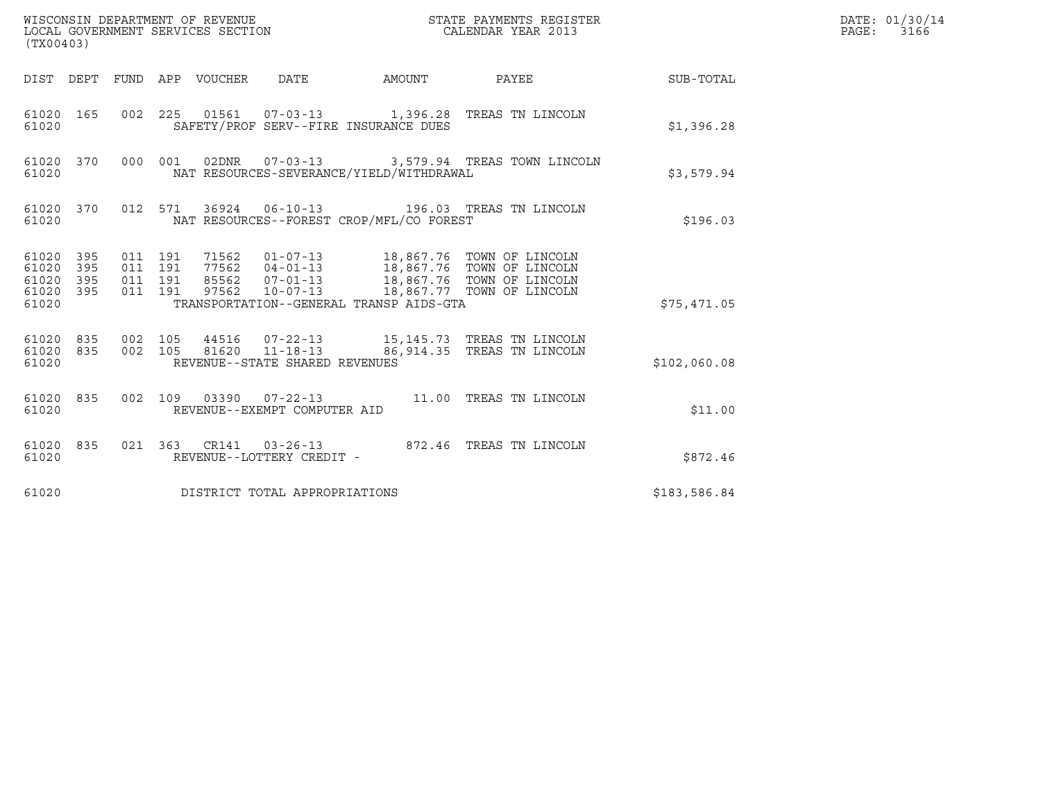WISCONSIN DEPARTMENT OF REVENUE
LOCAL GOVERNMENT SERVICES SECTION
(TX00403)

STATE PAYMENTS REGISTER
CALENDAR YEAR 2013

DATE: 01/30/14
PAGE: 3166

| DIST | DEPT | FUND | APP | VOUCHER | DATE | AMOUNT | PAYEE | SUB-TOTAL |
|---|---|---|---|---|---|---|---|---|
| 61020 | 165 | 002 | 225 | 01561 | 07-03-13 | 1,396.28 | TREAS TN LINCOLN | |
| 61020 | | | | SAFETY/PROF SERV--FIRE INSURANCE DUES | | | | $1,396.28 |
| 61020 | 370 | 000 | 001 | 02DNR | 07-03-13 | 3,579.94 | TREAS TOWN LINCOLN | |
| 61020 | | | | NAT RESOURCES-SEVERANCE/YIELD/WITHDRAWAL | | | | $3,579.94 |
| 61020 | 370 | 012 | 571 | 36924 | 06-10-13 | 196.03 | TREAS TN LINCOLN | |
| 61020 | | | | NAT RESOURCES--FOREST CROP/MFL/CO FOREST | | | | $196.03 |
| 61020 | 395 | 011 | 191 | 71562 | 01-07-13 | 18,867.76 | TOWN OF LINCOLN | |
| 61020 | 395 | 011 | 191 | 77562 | 04-01-13 | 18,867.76 | TOWN OF LINCOLN | |
| 61020 | 395 | 011 | 191 | 85562 | 07-01-13 | 18,867.76 | TOWN OF LINCOLN | |
| 61020 | 395 | 011 | 191 | 97562 | 10-07-13 | 18,867.77 | TOWN OF LINCOLN | |
| 61020 | | | | TRANSPORTATION--GENERAL TRANSP AIDS-GTA | | | | $75,471.05 |
| 61020 | 835 | 002 | 105 | 44516 | 07-22-13 | 15,145.73 | TREAS TN LINCOLN | |
| 61020 | 835 | 002 | 105 | 81620 | 11-18-13 | 86,914.35 | TREAS TN LINCOLN | |
| 61020 | | | | REVENUE--STATE SHARED REVENUES | | | | $102,060.08 |
| 61020 | 835 | 002 | 109 | 03390 | 07-22-13 | 11.00 | TREAS TN LINCOLN | |
| 61020 | | | | REVENUE--EXEMPT COMPUTER AID | | | | $11.00 |
| 61020 | 835 | 021 | 363 | CR141 | 03-26-13 | 872.46 | TREAS TN LINCOLN | |
| 61020 | | | | REVENUE--LOTTERY CREDIT - | | | | $872.46 |
| 61020 | | | | DISTRICT TOTAL APPROPRIATIONS | | | | $183,586.84 |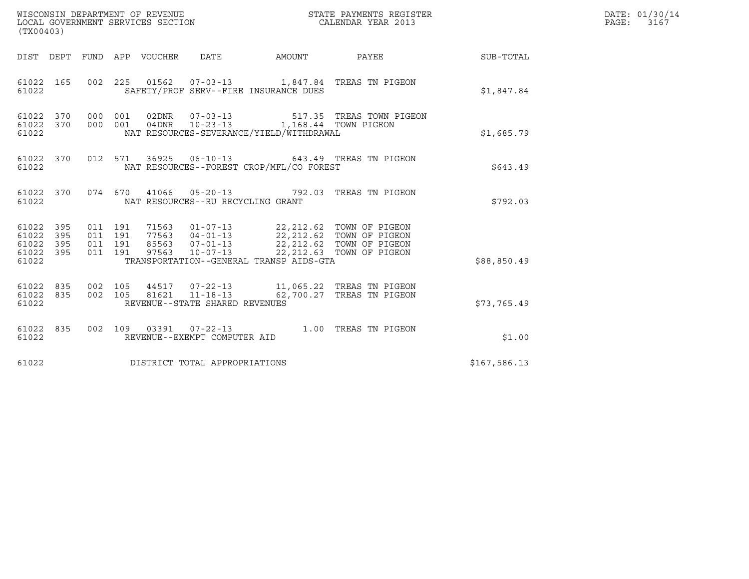WISCONSIN DEPARTMENT OF REVENUE
LOCAL GOVERNMENT SERVICES SECTION
(TX00403)

STATE PAYMENTS REGISTER
CALENDAR YEAR 2013

DATE: 01/30/14
PAGE: 3167

| DIST | DEPT | FUND | APP | VOUCHER | DATE | AMOUNT | PAYEE | SUB-TOTAL |
|---|---|---|---|---|---|---|---|---|
| 61022 | 165 | 002 | 225 | 01562 | 07-03-13 | 1,847.84 | TREAS TN PIGEON | |
| 61022 | | | | SAFETY/PROF SERV--FIRE INSURANCE DUES | | | | $1,847.84 |
| 61022 | 370 | 000 | 001 | 02DNR | 07-03-13 | 517.35 | TREAS TOWN PIGEON | |
| 61022 | 370 | 000 | 001 | 04DNR | 10-23-13 | 1,168.44 | TOWN PIGEON | |
| 61022 | | | | NAT RESOURCES-SEVERANCE/YIELD/WITHDRAWAL | | | | $1,685.79 |
| 61022 | 370 | 012 | 571 | 36925 | 06-10-13 | 643.49 | TREAS TN PIGEON | |
| 61022 | | | | NAT RESOURCES--FOREST CROP/MFL/CO FOREST | | | | $643.49 |
| 61022 | 370 | 074 | 670 | 41066 | 05-20-13 | 792.03 | TREAS TN PIGEON | |
| 61022 | | | | NAT RESOURCES--RU RECYCLING GRANT | | | | $792.03 |
| 61022 | 395 | 011 | 191 | 71563 | 01-07-13 | 22,212.62 | TOWN OF PIGEON | |
| 61022 | 395 | 011 | 191 | 77563 | 04-01-13 | 22,212.62 | TOWN OF PIGEON | |
| 61022 | 395 | 011 | 191 | 85563 | 07-01-13 | 22,212.62 | TOWN OF PIGEON | |
| 61022 | 395 | 011 | 191 | 97563 | 10-07-13 | 22,212.63 | TOWN OF PIGEON | |
| 61022 | | | | TRANSPORTATION--GENERAL TRANSP AIDS-GTA | | | | $88,850.49 |
| 61022 | 835 | 002 | 105 | 44517 | 07-22-13 | 11,065.22 | TREAS TN PIGEON | |
| 61022 | 835 | 002 | 105 | 81621 | 11-18-13 | 62,700.27 | TREAS TN PIGEON | |
| 61022 | | | | REVENUE--STATE SHARED REVENUES | | | | $73,765.49 |
| 61022 | 835 | 002 | 109 | 03391 | 07-22-13 | 1.00 | TREAS TN PIGEON | |
| 61022 | | | | REVENUE--EXEMPT COMPUTER AID | | | | $1.00 |
| 61022 | | | | DISTRICT TOTAL APPROPRIATIONS | | | | $167,586.13 |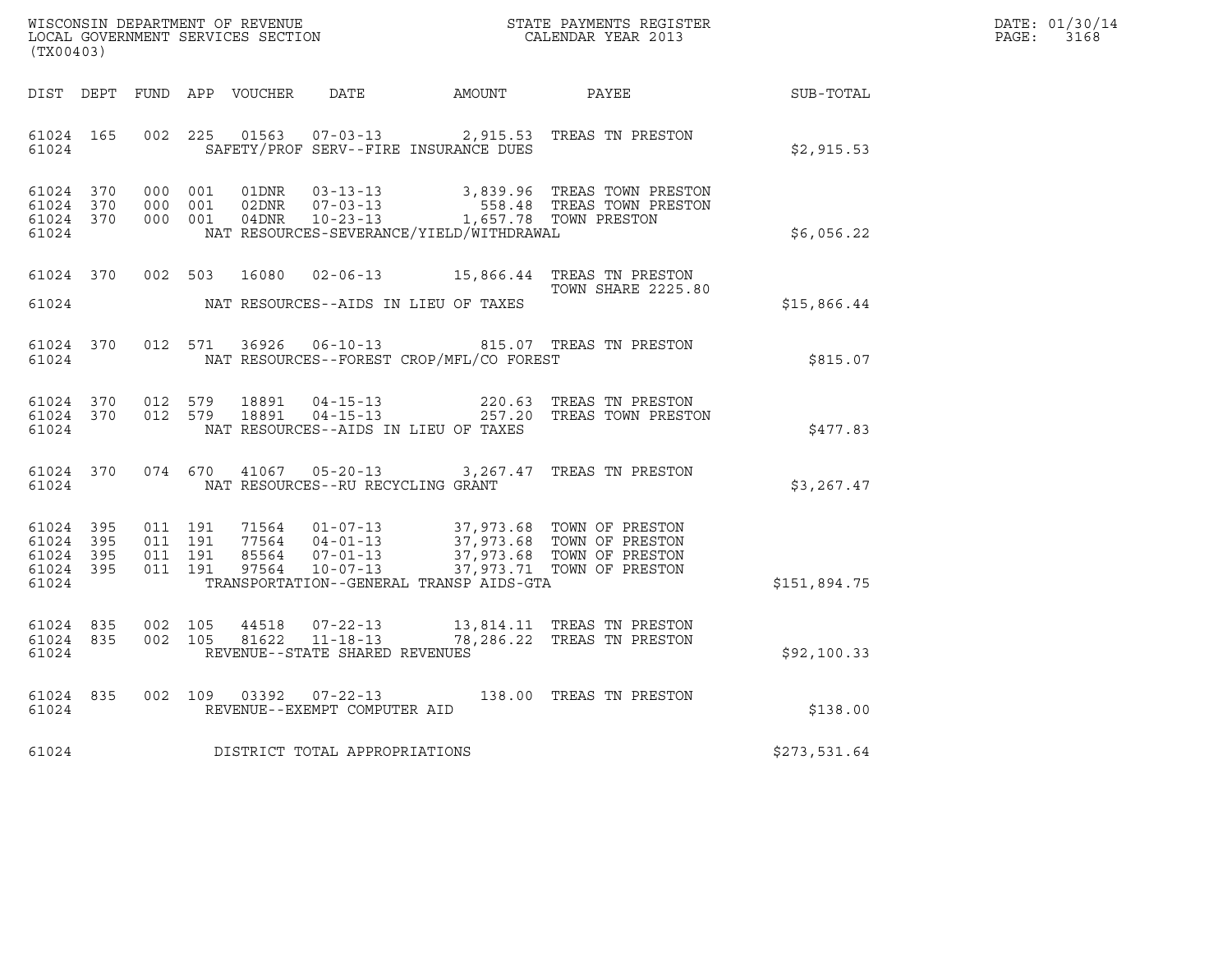WISCONSIN DEPARTMENT OF REVENUE
LOCAL GOVERNMENT SERVICES SECTION
(TX00403)

STATE PAYMENTS REGISTER
CALENDAR YEAR 2013

DATE: 01/30/14
PAGE: 3168

| DIST | DEPT | FUND | APP | VOUCHER | DATE | AMOUNT | PAYEE | SUB-TOTAL |
|---|---|---|---|---|---|---|---|---|
| 61024 | 165 | 002 | 225 | 01563 | 07-03-13 | 2,915.53 | TREAS TN PRESTON | |
| 61024 | | | | SAFETY/PROF SERV--FIRE INSURANCE DUES | | | | $2,915.53 |
| 61024 | 370 | 000 | 001 | 01DNR | 03-13-13 | 3,839.96 | TREAS TOWN PRESTON | |
| 61024 | 370 | 000 | 001 | 02DNR | 07-03-13 | 558.48 | TREAS TOWN PRESTON | |
| 61024 | 370 | 000 | 001 | 04DNR | 10-23-13 | 1,657.78 | TOWN PRESTON | |
| 61024 | | | | NAT RESOURCES-SEVERANCE/YIELD/WITHDRAWAL | | | | $6,056.22 |
| 61024 | 370 | 002 | 503 | 16080 | 02-06-13 | 15,866.44 | TREAS TN PRESTON TOWN SHARE 2225.80 | |
| 61024 | | | | NAT RESOURCES--AIDS IN LIEU OF TAXES | | | | $15,866.44 |
| 61024 | 370 | 012 | 571 | 36926 | 06-10-13 | 815.07 | TREAS TN PRESTON | |
| 61024 | | | | NAT RESOURCES--FOREST CROP/MFL/CO FOREST | | | | $815.07 |
| 61024 | 370 | 012 | 579 | 18891 | 04-15-13 | 220.63 | TREAS TN PRESTON | |
| 61024 | 370 | 012 | 579 | 18891 | 04-15-13 | 257.20 | TREAS TOWN PRESTON | |
| 61024 | | | | NAT RESOURCES--AIDS IN LIEU OF TAXES | | | | $477.83 |
| 61024 | 370 | 074 | 670 | 41067 | 05-20-13 | 3,267.47 | TREAS TN PRESTON | |
| 61024 | | | | NAT RESOURCES--RU RECYCLING GRANT | | | | $3,267.47 |
| 61024 | 395 | 011 | 191 | 71564 | 01-07-13 | 37,973.68 | TOWN OF PRESTON | |
| 61024 | 395 | 011 | 191 | 77564 | 04-01-13 | 37,973.68 | TOWN OF PRESTON | |
| 61024 | 395 | 011 | 191 | 85564 | 07-01-13 | 37,973.68 | TOWN OF PRESTON | |
| 61024 | 395 | 011 | 191 | 97564 | 10-07-13 | 37,973.71 | TOWN OF PRESTON | |
| 61024 | | | | TRANSPORTATION--GENERAL TRANSP AIDS-GTA | | | | $151,894.75 |
| 61024 | 835 | 002 | 105 | 44518 | 07-22-13 | 13,814.11 | TREAS TN PRESTON | |
| 61024 | 835 | 002 | 105 | 81622 | 11-18-13 | 78,286.22 | TREAS TN PRESTON | |
| 61024 | | | | REVENUE--STATE SHARED REVENUES | | | | $92,100.33 |
| 61024 | 835 | 002 | 109 | 03392 | 07-22-13 | 138.00 | TREAS TN PRESTON | |
| 61024 | | | | REVENUE--EXEMPT COMPUTER AID | | | | $138.00 |
| 61024 | | | | DISTRICT TOTAL APPROPRIATIONS | | | | $273,531.64 |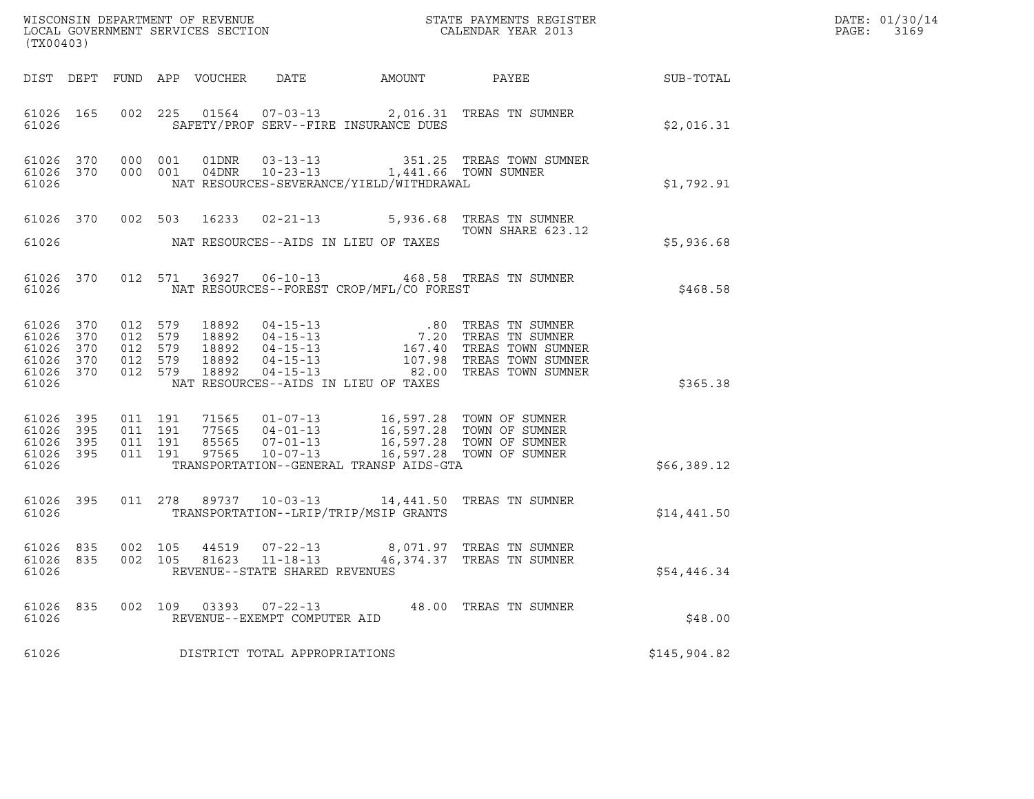WISCONSIN DEPARTMENT OF REVENUE
LOCAL GOVERNMENT SERVICES SECTION
(TX00403)

STATE PAYMENTS REGISTER
CALENDAR YEAR 2013

DATE: 01/30/14
PAGE: 3169

| DIST | DEPT | FUND | APP | VOUCHER | DATE | AMOUNT | PAYEE | SUB-TOTAL |
|---|---|---|---|---|---|---|---|---|
| 61026 | 165 | 002 | 225 | 01564 | 07-03-13 | 2,016.31 | TREAS TN SUMNER | |
| 61026 | | | | | SAFETY/PROF SERV--FIRE INSURANCE DUES | | | $2,016.31 |
| 61026 | 370 | 000 | 001 | 01DNR | 03-13-13 | 351.25 | TREAS TOWN SUMNER | |
| 61026 | 370 | 000 | 001 | 04DNR | 10-23-13 | 1,441.66 | TOWN SUMNER | |
| 61026 | | | | | NAT RESOURCES-SEVERANCE/YIELD/WITHDRAWAL | | | $1,792.91 |
| 61026 | 370 | 002 | 503 | 16233 | 02-21-13 | 5,936.68 | TREAS TN SUMNER TOWN SHARE 623.12 | |
| 61026 | | | | | NAT RESOURCES--AIDS IN LIEU OF TAXES | | | $5,936.68 |
| 61026 | 370 | 012 | 571 | 36927 | 06-10-13 | 468.58 | TREAS TN SUMNER | |
| 61026 | | | | | NAT RESOURCES--FOREST CROP/MFL/CO FOREST | | | $468.58 |
| 61026 | 370 | 012 | 579 | 18892 | 04-15-13 | .80 | TREAS TN SUMNER | |
| 61026 | 370 | 012 | 579 | 18892 | 04-15-13 | 7.20 | TREAS TN SUMNER | |
| 61026 | 370 | 012 | 579 | 18892 | 04-15-13 | 167.40 | TREAS TOWN SUMNER | |
| 61026 | 370 | 012 | 579 | 18892 | 04-15-13 | 107.98 | TREAS TOWN SUMNER | |
| 61026 | 370 | 012 | 579 | 18892 | 04-15-13 | 82.00 | TREAS TOWN SUMNER | |
| 61026 | | | | | NAT RESOURCES--AIDS IN LIEU OF TAXES | | | $365.38 |
| 61026 | 395 | 011 | 191 | 71565 | 01-07-13 | 16,597.28 | TOWN OF SUMNER | |
| 61026 | 395 | 011 | 191 | 77565 | 04-01-13 | 16,597.28 | TOWN OF SUMNER | |
| 61026 | 395 | 011 | 191 | 85565 | 07-01-13 | 16,597.28 | TOWN OF SUMNER | |
| 61026 | 395 | 011 | 191 | 97565 | 10-07-13 | 16,597.28 | TOWN OF SUMNER | |
| 61026 | | | | | TRANSPORTATION--GENERAL TRANSP AIDS-GTA | | | $66,389.12 |
| 61026 | 395 | 011 | 278 | 89737 | 10-03-13 | 14,441.50 | TREAS TN SUMNER | |
| 61026 | | | | | TRANSPORTATION--LRIP/TRIP/MSIP GRANTS | | | $14,441.50 |
| 61026 | 835 | 002 | 105 | 44519 | 07-22-13 | 8,071.97 | TREAS TN SUMNER | |
| 61026 | 835 | 002 | 105 | 81623 | 11-18-13 | 46,374.37 | TREAS TN SUMNER | |
| 61026 | | | | | REVENUE--STATE SHARED REVENUES | | | $54,446.34 |
| 61026 | 835 | 002 | 109 | 03393 | 07-22-13 | 48.00 | TREAS TN SUMNER | |
| 61026 | | | | | REVENUE--EXEMPT COMPUTER AID | | | $48.00 |
| 61026 | | | | | DISTRICT TOTAL APPROPRIATIONS | | | $145,904.82 |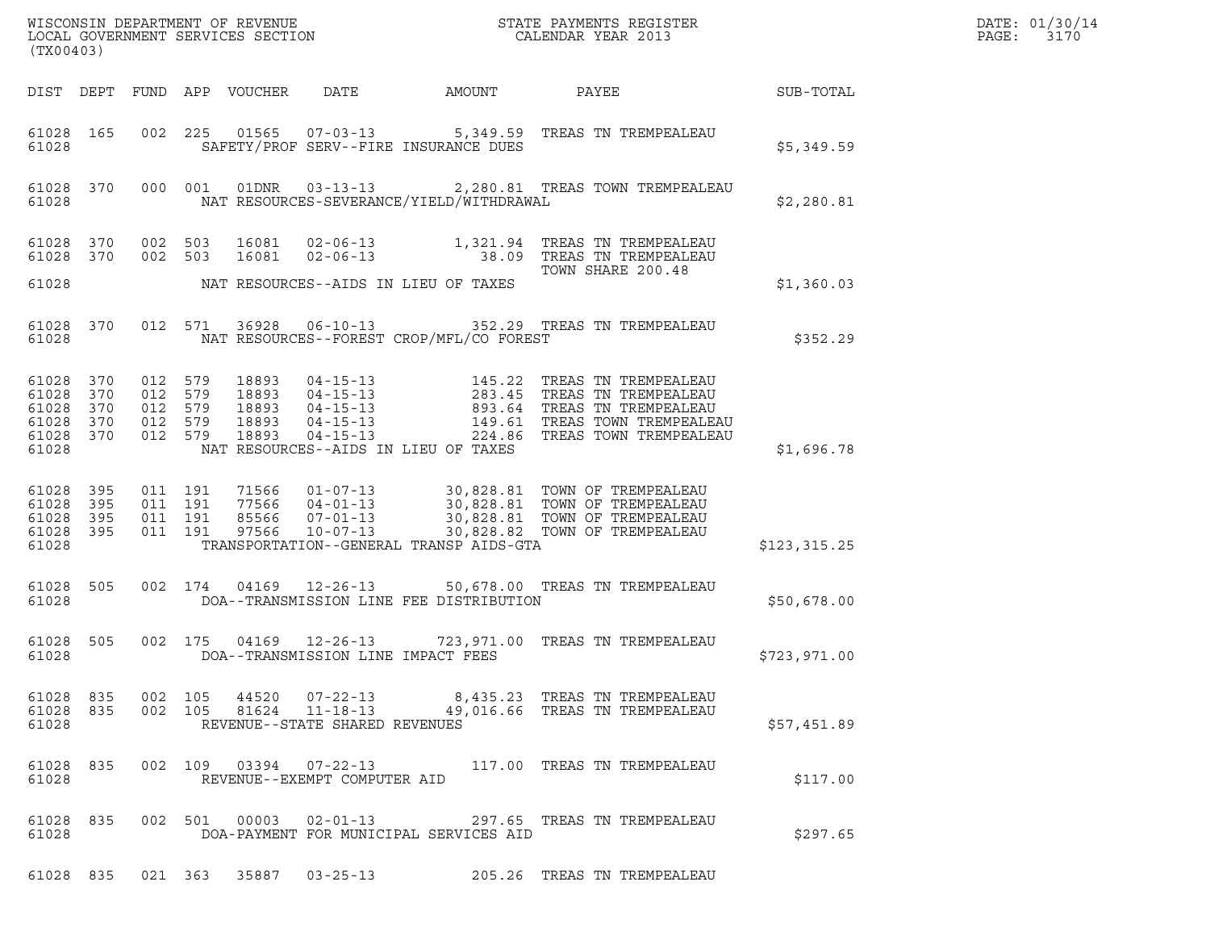WISCONSIN DEPARTMENT OF REVENUE
LOCAL GOVERNMENT SERVICES SECTION
(TX00403)

STATE PAYMENTS REGISTER
CALENDAR YEAR 2013

DATE: 01/30/14
PAGE: 3170

| DIST | DEPT | FUND | APP | VOUCHER | DATE | AMOUNT | PAYEE | SUB-TOTAL |
|---|---|---|---|---|---|---|---|---|
| 61028 | 165 | 002 | 225 | 01565 | 07-03-13 | 5,349.59 | TREAS TN TREMPEALEAU | |
| 61028 | | | | SAFETY/PROF SERV--FIRE INSURANCE DUES | | | | $5,349.59 |
| 61028 | 370 | 000 | 001 | 01DNR | 03-13-13 | 2,280.81 | TREAS TOWN TREMPEALEAU | |
| 61028 | | | | NAT RESOURCES-SEVERANCE/YIELD/WITHDRAWAL | | | | $2,280.81 |
| 61028 | 370 | 002 | 503 | 16081 | 02-06-13 | 1,321.94 | TREAS TN TREMPEALEAU | |
| 61028 | 370 | 002 | 503 | 16081 | 02-06-13 | 38.09 | TREAS TN TREMPEALEAU TOWN SHARE 200.48 | |
| 61028 | | | | NAT RESOURCES--AIDS IN LIEU OF TAXES | | | | $1,360.03 |
| 61028 | 370 | 012 | 571 | 36928 | 06-10-13 | 352.29 | TREAS TN TREMPEALEAU | |
| 61028 | | | | NAT RESOURCES--FOREST CROP/MFL/CO FOREST | | | | $352.29 |
| 61028 | 370 | 012 | 579 | 18893 | 04-15-13 | 145.22 | TREAS TN TREMPEALEAU | |
| 61028 | 370 | 012 | 579 | 18893 | 04-15-13 | 283.45 | TREAS TN TREMPEALEAU | |
| 61028 | 370 | 012 | 579 | 18893 | 04-15-13 | 893.64 | TREAS TN TREMPEALEAU | |
| 61028 | 370 | 012 | 579 | 18893 | 04-15-13 | 149.61 | TREAS TOWN TREMPEALEAU | |
| 61028 | 370 | 012 | 579 | 18893 | 04-15-13 | 224.86 | TREAS TOWN TREMPEALEAU | |
| 61028 | | | | NAT RESOURCES--AIDS IN LIEU OF TAXES | | | | $1,696.78 |
| 61028 | 395 | 011 | 191 | 71566 | 01-07-13 | 30,828.81 | TOWN OF TREMPEALEAU | |
| 61028 | 395 | 011 | 191 | 77566 | 04-01-13 | 30,828.81 | TOWN OF TREMPEALEAU | |
| 61028 | 395 | 011 | 191 | 85566 | 07-01-13 | 30,828.81 | TOWN OF TREMPEALEAU | |
| 61028 | 395 | 011 | 191 | 97566 | 10-07-13 | 30,828.82 | TOWN OF TREMPEALEAU | |
| 61028 | | | | TRANSPORTATION--GENERAL TRANSP AIDS-GTA | | | | $123,315.25 |
| 61028 | 505 | 002 | 174 | 04169 | 12-26-13 | 50,678.00 | TREAS TN TREMPEALEAU | |
| 61028 | | | | DOA--TRANSMISSION LINE FEE DISTRIBUTION | | | | $50,678.00 |
| 61028 | 505 | 002 | 175 | 04169 | 12-26-13 | 723,971.00 | TREAS TN TREMPEALEAU | |
| 61028 | | | | DOA--TRANSMISSION LINE IMPACT FEES | | | | $723,971.00 |
| 61028 | 835 | 002 | 105 | 44520 | 07-22-13 | 8,435.23 | TREAS TN TREMPEALEAU | |
| 61028 | 835 | 002 | 105 | 81624 | 11-18-13 | 49,016.66 | TREAS TN TREMPEALEAU | |
| 61028 | | | | REVENUE--STATE SHARED REVENUES | | | | $57,451.89 |
| 61028 | 835 | 002 | 109 | 03394 | 07-22-13 | 117.00 | TREAS TN TREMPEALEAU | |
| 61028 | | | | REVENUE--EXEMPT COMPUTER AID | | | | $117.00 |
| 61028 | 835 | 002 | 501 | 00003 | 02-01-13 | 297.65 | TREAS TN TREMPEALEAU | |
| 61028 | | | | DOA-PAYMENT FOR MUNICIPAL SERVICES AID | | | | $297.65 |
| 61028 | 835 | 021 | 363 | 35887 | 03-25-13 | 205.26 | TREAS TN TREMPEALEAU | |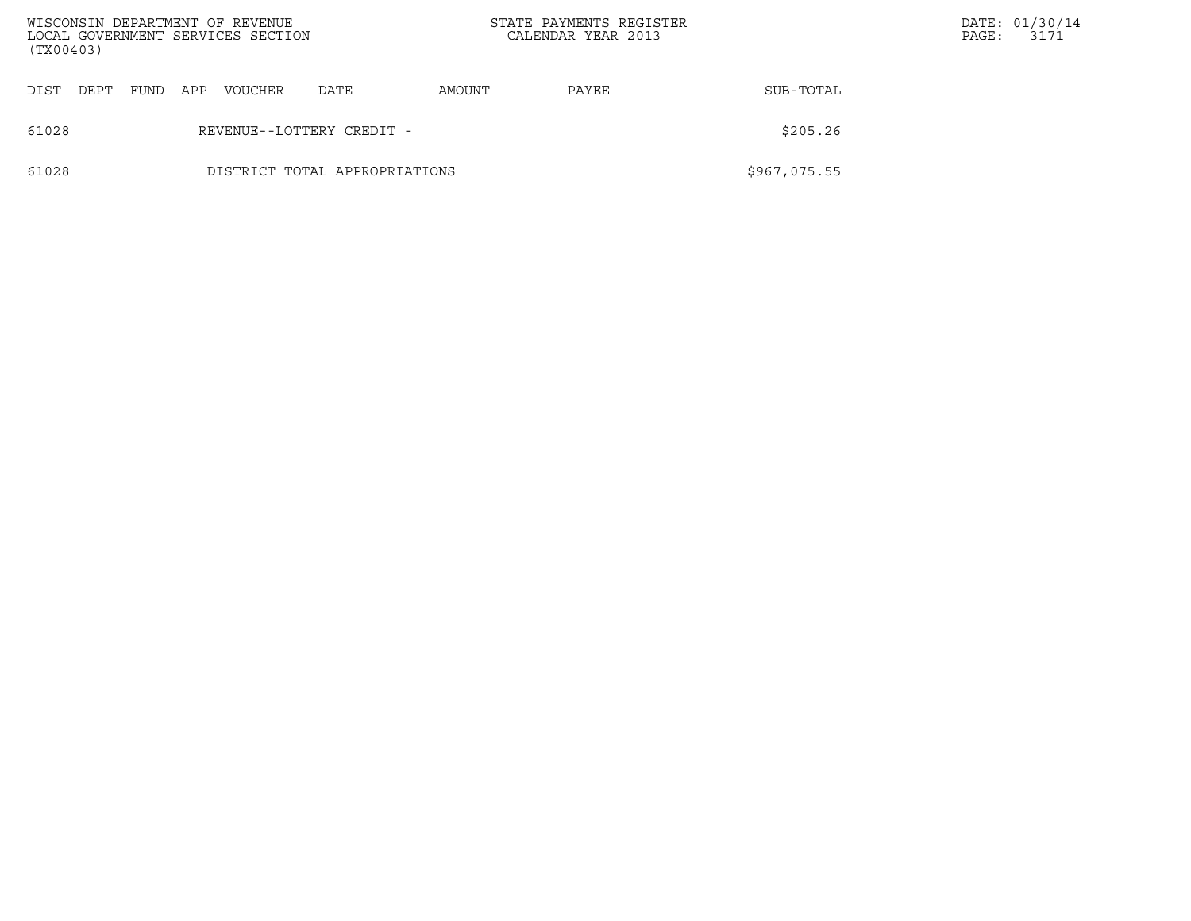| DIST | DEPT | FUND | APP | VOUCHER | DATE | AMOUNT | PAYEE | SUB-TOTAL |
|---|---|---|---|---|---|---|---|---|
| 61028 | | | REVENUE--LOTTERY CREDIT - | | | | | $205.26 |
| 61028 | | | DISTRICT TOTAL APPROPRIATIONS | | | | | $967,075.55 |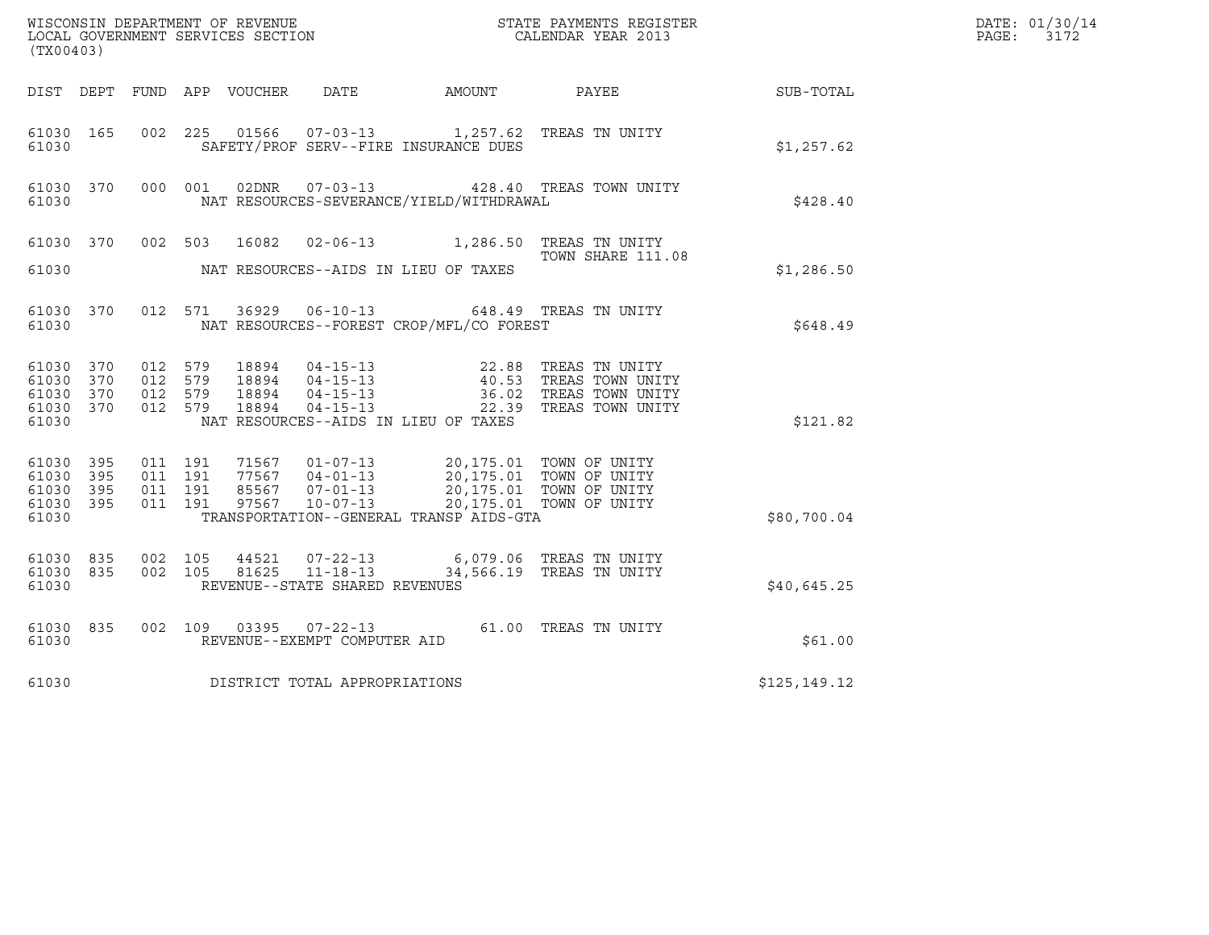WISCONSIN DEPARTMENT OF REVENUE
LOCAL GOVERNMENT SERVICES SECTION
(TX00403)

STATE PAYMENTS REGISTER
CALENDAR YEAR 2013

DATE: 01/30/14
PAGE: 3172

| DIST | DEPT | FUND | APP | VOUCHER | DATE | AMOUNT | PAYEE | SUB-TOTAL |
|---|---|---|---|---|---|---|---|---|
| 61030 | 165 | 002 | 225 | 01566 | 07-03-13 | 1,257.62 | TREAS TN UNITY | |
| 61030 | | | | | SAFETY/PROF SERV--FIRE INSURANCE DUES | | | $1,257.62 |
| 61030 | 370 | 000 | 001 | 02DNR | 07-03-13 | 428.40 | TREAS TOWN UNITY | |
| 61030 | | | | | NAT RESOURCES-SEVERANCE/YIELD/WITHDRAWAL | | | $428.40 |
| 61030 | 370 | 002 | 503 | 16082 | 02-06-13 | 1,286.50 | TREAS TN UNITY TOWN SHARE 111.08 | |
| 61030 | | | | | NAT RESOURCES--AIDS IN LIEU OF TAXES | | | $1,286.50 |
| 61030 | 370 | 012 | 571 | 36929 | 06-10-13 | 648.49 | TREAS TN UNITY | |
| 61030 | | | | | NAT RESOURCES--FOREST CROP/MFL/CO FOREST | | | $648.49 |
| 61030 | 370 | 012 | 579 | 18894 | 04-15-13 | 22.88 | TREAS TN UNITY | |
| 61030 | 370 | 012 | 579 | 18894 | 04-15-13 | 40.53 | TREAS TOWN UNITY | |
| 61030 | 370 | 012 | 579 | 18894 | 04-15-13 | 36.02 | TREAS TOWN UNITY | |
| 61030 | 370 | 012 | 579 | 18894 | 04-15-13 | 22.39 | TREAS TOWN UNITY | |
| 61030 | | | | | NAT RESOURCES--AIDS IN LIEU OF TAXES | | | $121.82 |
| 61030 | 395 | 011 | 191 | 71567 | 01-07-13 | 20,175.01 | TOWN OF UNITY | |
| 61030 | 395 | 011 | 191 | 77567 | 04-01-13 | 20,175.01 | TOWN OF UNITY | |
| 61030 | 395 | 011 | 191 | 85567 | 07-01-13 | 20,175.01 | TOWN OF UNITY | |
| 61030 | 395 | 011 | 191 | 97567 | 10-07-13 | 20,175.01 | TOWN OF UNITY | |
| 61030 | | | | | TRANSPORTATION--GENERAL TRANSP AIDS-GTA | | | $80,700.04 |
| 61030 | 835 | 002 | 105 | 44521 | 07-22-13 | 6,079.06 | TREAS TN UNITY | |
| 61030 | 835 | 002 | 105 | 81625 | 11-18-13 | 34,566.19 | TREAS TN UNITY | |
| 61030 | | | | | REVENUE--STATE SHARED REVENUES | | | $40,645.25 |
| 61030 | 835 | 002 | 109 | 03395 | 07-22-13 | 61.00 | TREAS TN UNITY | |
| 61030 | | | | | REVENUE--EXEMPT COMPUTER AID | | | $61.00 |
| 61030 | | | | | DISTRICT TOTAL APPROPRIATIONS | | | $125,149.12 |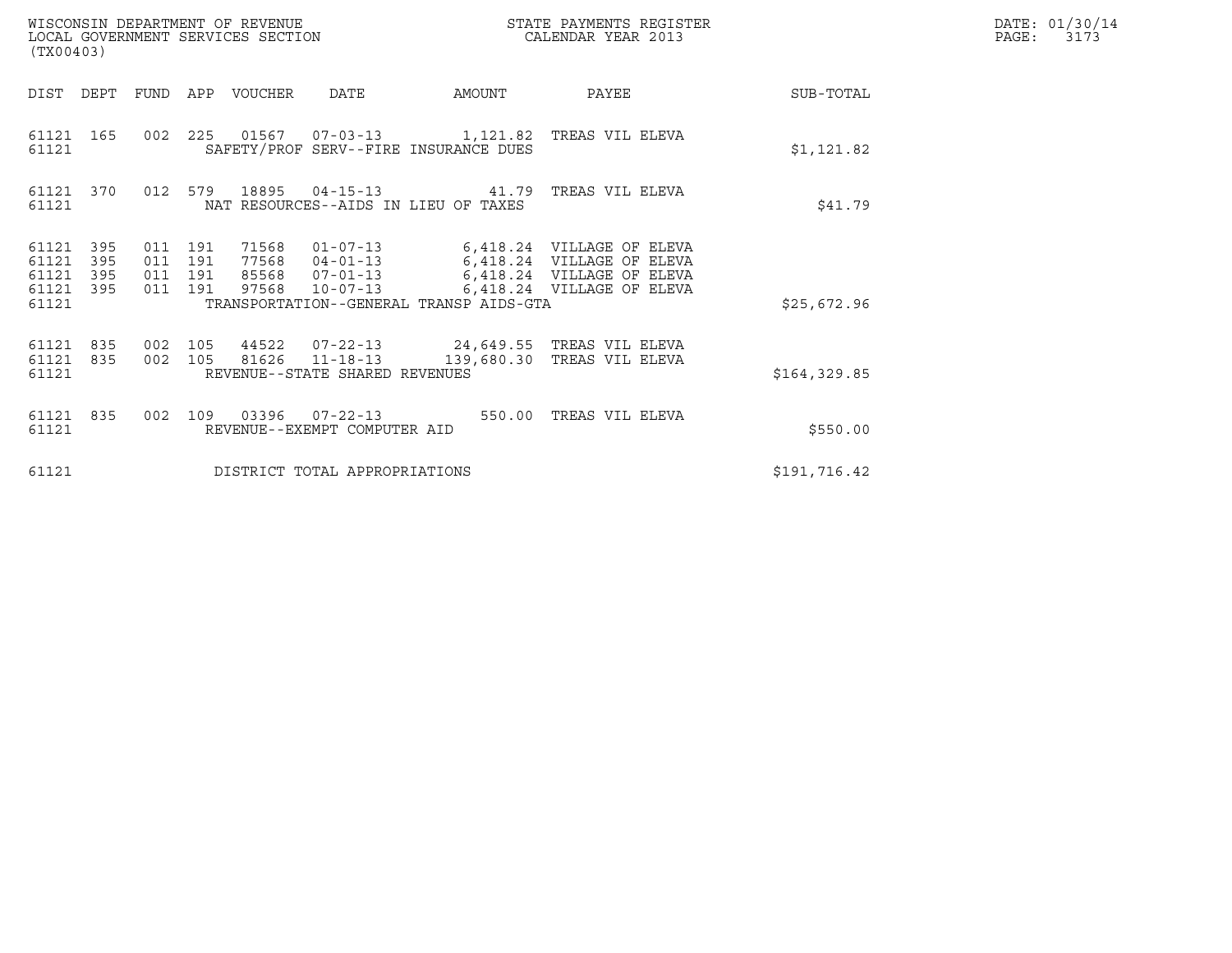WISCONSIN DEPARTMENT OF REVENUE
LOCAL GOVERNMENT SERVICES SECTION
(TX00403)

STATE PAYMENTS REGISTER
CALENDAR YEAR 2013

DATE: 01/30/14
PAGE: 3173

| DIST | DEPT | FUND | APP | VOUCHER | DATE | AMOUNT | PAYEE | SUB-TOTAL |
|---|---|---|---|---|---|---|---|---|
| 61121 | 165 | 002 | 225 | 01567 | 07-03-13 | 1,121.82 | TREAS VIL ELEVA | |
| 61121 | | | | SAFETY/PROF SERV--FIRE INSURANCE DUES | | | | $1,121.82 |
| 61121 | 370 | 012 | 579 | 18895 | 04-15-13 | 41.79 | TREAS VIL ELEVA | |
| 61121 | | | | NAT RESOURCES--AIDS IN LIEU OF TAXES | | | | $41.79 |
| 61121 | 395 | 011 | 191 | 71568 | 01-07-13 | 6,418.24 | VILLAGE OF ELEVA | |
| 61121 | 395 | 011 | 191 | 77568 | 04-01-13 | 6,418.24 | VILLAGE OF ELEVA | |
| 61121 | 395 | 011 | 191 | 85568 | 07-01-13 | 6,418.24 | VILLAGE OF ELEVA | |
| 61121 | 395 | 011 | 191 | 97568 | 10-07-13 | 6,418.24 | VILLAGE OF ELEVA | |
| 61121 | | | | TRANSPORTATION--GENERAL TRANSP AIDS-GTA | | | | $25,672.96 |
| 61121 | 835 | 002 | 105 | 44522 | 07-22-13 | 24,649.55 | TREAS VIL ELEVA | |
| 61121 | 835 | 002 | 105 | 81626 | 11-18-13 | 139,680.30 | TREAS VIL ELEVA | |
| 61121 | | | | REVENUE--STATE SHARED REVENUES | | | | $164,329.85 |
| 61121 | 835 | 002 | 109 | 03396 | 07-22-13 | 550.00 | TREAS VIL ELEVA | |
| 61121 | | | | REVENUE--EXEMPT COMPUTER AID | | | | $550.00 |
| 61121 | | | | DISTRICT TOTAL APPROPRIATIONS | | | | $191,716.42 |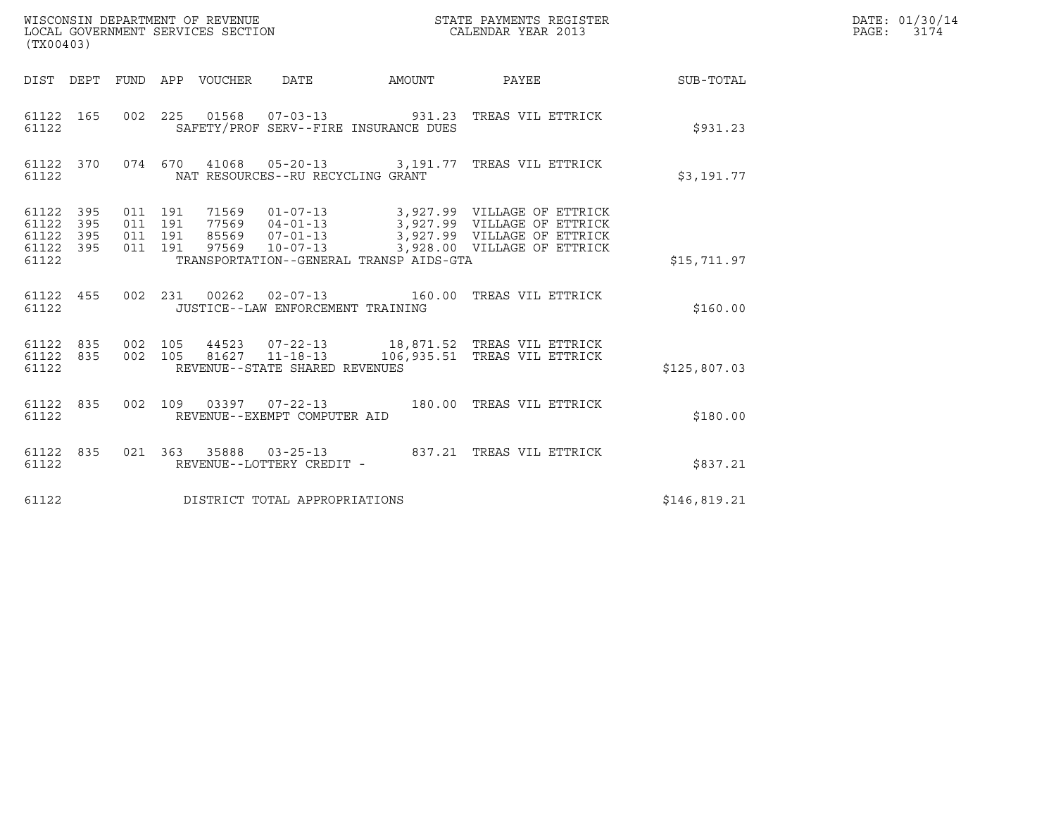WISCONSIN DEPARTMENT OF REVENUE
LOCAL GOVERNMENT SERVICES SECTION
(TX00403)

STATE PAYMENTS REGISTER
CALENDAR YEAR 2013

DATE: 01/30/14
PAGE: 3174

| DIST | DEPT | FUND | APP | VOUCHER | DATE | AMOUNT | PAYEE | SUB-TOTAL |
|---|---|---|---|---|---|---|---|---|
| 61122 | 165 | 002 | 225 | 01568 | 07-03-13 | 931.23 | TREAS VIL ETTRICK | |
| 61122 | | | | SAFETY/PROF SERV--FIRE INSURANCE DUES | | | | $931.23 |
| 61122 | 370 | 074 | 670 | 41068 | 05-20-13 | 3,191.77 | TREAS VIL ETTRICK | |
| 61122 | | | | NAT RESOURCES--RU RECYCLING GRANT | | | | $3,191.77 |
| 61122 | 395 | 011 | 191 | 71569 | 01-07-13 | 3,927.99 | VILLAGE OF ETTRICK | |
| 61122 | 395 | 011 | 191 | 77569 | 04-01-13 | 3,927.99 | VILLAGE OF ETTRICK | |
| 61122 | 395 | 011 | 191 | 85569 | 07-01-13 | 3,927.99 | VILLAGE OF ETTRICK | |
| 61122 | 395 | 011 | 191 | 97569 | 10-07-13 | 3,928.00 | VILLAGE OF ETTRICK | |
| 61122 | | | | TRANSPORTATION--GENERAL TRANSP AIDS-GTA | | | | $15,711.97 |
| 61122 | 455 | 002 | 231 | 00262 | 02-07-13 | 160.00 | TREAS VIL ETTRICK | |
| 61122 | | | | JUSTICE--LAW ENFORCEMENT TRAINING | | | | $160.00 |
| 61122 | 835 | 002 | 105 | 44523 | 07-22-13 | 18,871.52 | TREAS VIL ETTRICK | |
| 61122 | 835 | 002 | 105 | 81627 | 11-18-13 | 106,935.51 | TREAS VIL ETTRICK | |
| 61122 | | | | REVENUE--STATE SHARED REVENUES | | | | $125,807.03 |
| 61122 | 835 | 002 | 109 | 03397 | 07-22-13 | 180.00 | TREAS VIL ETTRICK | |
| 61122 | | | | REVENUE--EXEMPT COMPUTER AID | | | | $180.00 |
| 61122 | 835 | 021 | 363 | 35888 | 03-25-13 | 837.21 | TREAS VIL ETTRICK | |
| 61122 | | | | REVENUE--LOTTERY CREDIT - | | | | $837.21 |
| 61122 | | | | DISTRICT TOTAL APPROPRIATIONS | | | | $146,819.21 |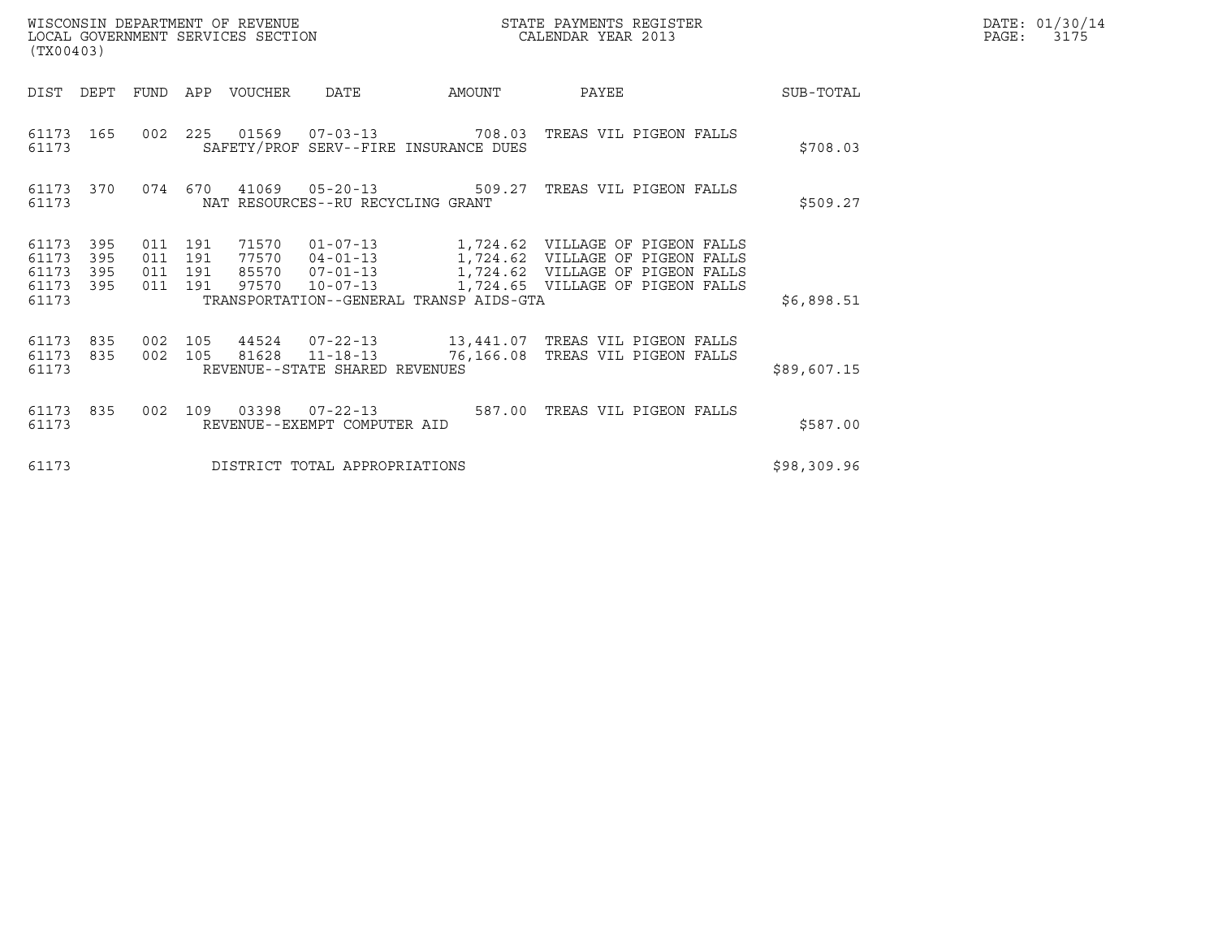WISCONSIN DEPARTMENT OF REVENUE
LOCAL GOVERNMENT SERVICES SECTION
(TX00403)

STATE PAYMENTS REGISTER
CALENDAR YEAR 2013

DATE: 01/30/14
PAGE: 3175

| DIST | DEPT | FUND | APP | VOUCHER | DATE | AMOUNT | PAYEE | SUB-TOTAL |
|---|---|---|---|---|---|---|---|---|
| 61173 | 165 | 002 | 225 | 01569 | 07-03-13 | 708.03 | TREAS VIL PIGEON FALLS | |
| 61173 | | | | SAFETY/PROF SERV--FIRE INSURANCE DUES | | | | $708.03 |
| 61173 | 370 | 074 | 670 | 41069 | 05-20-13 | 509.27 | TREAS VIL PIGEON FALLS | |
| 61173 | | | | NAT RESOURCES--RU RECYCLING GRANT | | | | $509.27 |
| 61173 | 395 | 011 | 191 | 71570 | 01-07-13 | 1,724.62 | VILLAGE OF PIGEON FALLS | |
| 61173 | 395 | 011 | 191 | 77570 | 04-01-13 | 1,724.62 | VILLAGE OF PIGEON FALLS | |
| 61173 | 395 | 011 | 191 | 85570 | 07-01-13 | 1,724.62 | VILLAGE OF PIGEON FALLS | |
| 61173 | 395 | 011 | 191 | 97570 | 10-07-13 | 1,724.65 | VILLAGE OF PIGEON FALLS | |
| 61173 | | | | TRANSPORTATION--GENERAL TRANSP AIDS-GTA | | | | $6,898.51 |
| 61173 | 835 | 002 | 105 | 44524 | 07-22-13 | 13,441.07 | TREAS VIL PIGEON FALLS | |
| 61173 | 835 | 002 | 105 | 81628 | 11-18-13 | 76,166.08 | TREAS VIL PIGEON FALLS | |
| 61173 | | | | REVENUE--STATE SHARED REVENUES | | | | $89,607.15 |
| 61173 | 835 | 002 | 109 | 03398 | 07-22-13 | 587.00 | TREAS VIL PIGEON FALLS | |
| 61173 | | | | REVENUE--EXEMPT COMPUTER AID | | | | $587.00 |
| 61173 | | | | DISTRICT TOTAL APPROPRIATIONS | | | | $98,309.96 |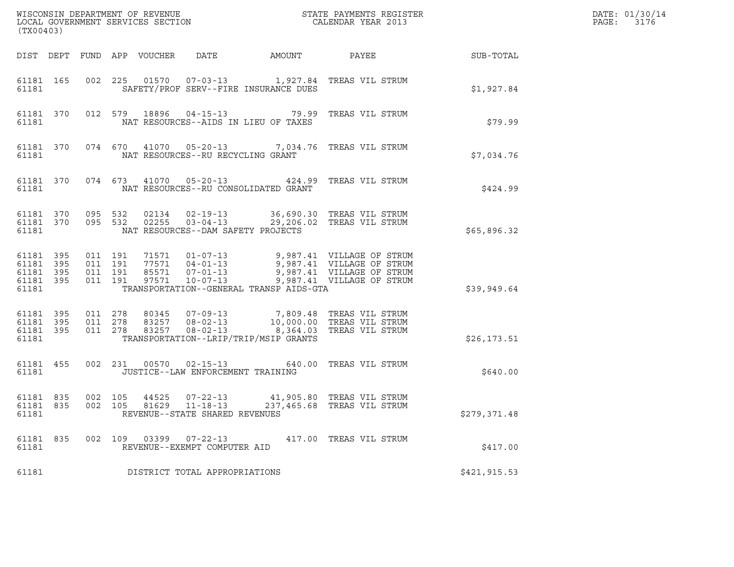WISCONSIN DEPARTMENT OF REVENUE
LOCAL GOVERNMENT SERVICES SECTION
(TX00403)

STATE PAYMENTS REGISTER
CALENDAR YEAR 2013

DATE: 01/30/14
PAGE: 3176

| DIST | DEPT | FUND | APP | VOUCHER | DATE | AMOUNT | PAYEE | SUB-TOTAL |
|---|---|---|---|---|---|---|---|---|
| 61181 | 165 | 002 | 225 | 01570 | 07-03-13 | 1,927.84 | TREAS VIL STRUM | |
| 61181 | | | | SAFETY/PROF SERV--FIRE INSURANCE DUES | | | | $1,927.84 |
| 61181 | 370 | 012 | 579 | 18896 | 04-15-13 | 79.99 | TREAS VIL STRUM | |
| 61181 | | | | NAT RESOURCES--AIDS IN LIEU OF TAXES | | | | $79.99 |
| 61181 | 370 | 074 | 670 | 41070 | 05-20-13 | 7,034.76 | TREAS VIL STRUM | |
| 61181 | | | | NAT RESOURCES--RU RECYCLING GRANT | | | | $7,034.76 |
| 61181 | 370 | 074 | 673 | 41070 | 05-20-13 | 424.99 | TREAS VIL STRUM | |
| 61181 | | | | NAT RESOURCES--RU CONSOLIDATED GRANT | | | | $424.99 |
| 61181 | 370 | 095 | 532 | 02134 | 02-19-13 | 36,690.30 | TREAS VIL STRUM | |
| 61181 | 370 | 095 | 532 | 02255 | 03-04-13 | 29,206.02 | TREAS VIL STRUM | |
| 61181 | | | | NAT RESOURCES--DAM SAFETY PROJECTS | | | | $65,896.32 |
| 61181 | 395 | 011 | 191 | 71571 | 01-07-13 | 9,987.41 | VILLAGE OF STRUM | |
| 61181 | 395 | 011 | 191 | 77571 | 04-01-13 | 9,987.41 | VILLAGE OF STRUM | |
| 61181 | 395 | 011 | 191 | 85571 | 07-01-13 | 9,987.41 | VILLAGE OF STRUM | |
| 61181 | 395 | 011 | 191 | 97571 | 10-07-13 | 9,987.41 | VILLAGE OF STRUM | |
| 61181 | | | | TRANSPORTATION--GENERAL TRANSP AIDS-GTA | | | | $39,949.64 |
| 61181 | 395 | 011 | 278 | 80345 | 07-09-13 | 7,809.48 | TREAS VIL STRUM | |
| 61181 | 395 | 011 | 278 | 83257 | 08-02-13 | 10,000.00 | TREAS VIL STRUM | |
| 61181 | 395 | 011 | 278 | 83257 | 08-02-13 | 8,364.03 | TREAS VIL STRUM | |
| 61181 | | | | TRANSPORTATION--LRIP/TRIP/MSIP GRANTS | | | | $26,173.51 |
| 61181 | 455 | 002 | 231 | 00570 | 02-15-13 | 640.00 | TREAS VIL STRUM | |
| 61181 | | | | JUSTICE--LAW ENFORCEMENT TRAINING | | | | $640.00 |
| 61181 | 835 | 002 | 105 | 44525 | 07-22-13 | 41,905.80 | TREAS VIL STRUM | |
| 61181 | 835 | 002 | 105 | 81629 | 11-18-13 | 237,465.68 | TREAS VIL STRUM | |
| 61181 | | | | REVENUE--STATE SHARED REVENUES | | | | $279,371.48 |
| 61181 | 835 | 002 | 109 | 03399 | 07-22-13 | 417.00 | TREAS VIL STRUM | |
| 61181 | | | | REVENUE--EXEMPT COMPUTER AID | | | | $417.00 |
| 61181 | | | | DISTRICT TOTAL APPROPRIATIONS | | | | $421,915.53 |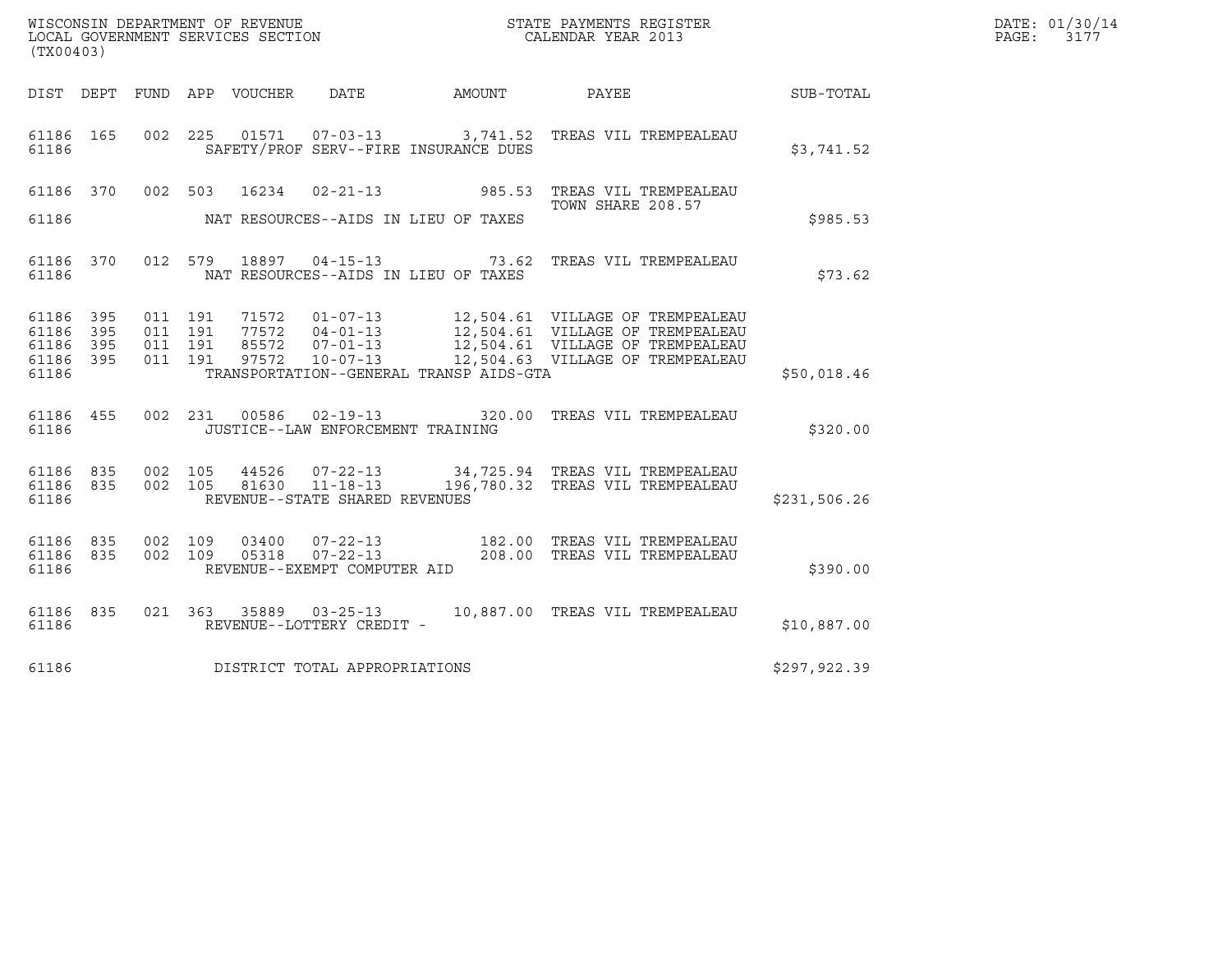WISCONSIN DEPARTMENT OF REVENUE
LOCAL GOVERNMENT SERVICES SECTION
(TX00403)

STATE PAYMENTS REGISTER
CALENDAR YEAR 2013

DATE: 01/30/14
PAGE: 3177

| DIST | DEPT | FUND | APP | VOUCHER | DATE | AMOUNT | PAYEE | SUB-TOTAL |
|---|---|---|---|---|---|---|---|---|
| 61186 | 165 | 002 | 225 | 01571 | 07-03-13 | 3,741.52 | TREAS VIL TREMPEALEAU | |
| 61186 | | | | | SAFETY/PROF SERV--FIRE INSURANCE DUES | | | $3,741.52 |
| 61186 | 370 | 002 | 503 | 16234 | 02-21-13 | 985.53 | TREAS VIL TREMPEALEAU TOWN SHARE 208.57 | |
| 61186 | | | | | NAT RESOURCES--AIDS IN LIEU OF TAXES | | | $985.53 |
| 61186 | 370 | 012 | 579 | 18897 | 04-15-13 | 73.62 | TREAS VIL TREMPEALEAU | |
| 61186 | | | | | NAT RESOURCES--AIDS IN LIEU OF TAXES | | | $73.62 |
| 61186 | 395 | 011 | 191 | 71572 | 01-07-13 | 12,504.61 | VILLAGE OF TREMPEALEAU | |
| 61186 | 395 | 011 | 191 | 77572 | 04-01-13 | 12,504.61 | VILLAGE OF TREMPEALEAU | |
| 61186 | 395 | 011 | 191 | 85572 | 07-01-13 | 12,504.61 | VILLAGE OF TREMPEALEAU | |
| 61186 | 395 | 011 | 191 | 97572 | 10-07-13 | 12,504.63 | VILLAGE OF TREMPEALEAU | |
| 61186 | | | | | TRANSPORTATION--GENERAL TRANSP AIDS-GTA | | | $50,018.46 |
| 61186 | 455 | 002 | 231 | 00586 | 02-19-13 | 320.00 | TREAS VIL TREMPEALEAU | |
| 61186 | | | | | JUSTICE--LAW ENFORCEMENT TRAINING | | | $320.00 |
| 61186 | 835 | 002 | 105 | 44526 | 07-22-13 | 34,725.94 | TREAS VIL TREMPEALEAU | |
| 61186 | 835 | 002 | 105 | 81630 | 11-18-13 | 196,780.32 | TREAS VIL TREMPEALEAU | |
| 61186 | | | | | REVENUE--STATE SHARED REVENUES | | | $231,506.26 |
| 61186 | 835 | 002 | 109 | 03400 | 07-22-13 | 182.00 | TREAS VIL TREMPEALEAU | |
| 61186 | 835 | 002 | 109 | 05318 | 07-22-13 | 208.00 | TREAS VIL TREMPEALEAU | |
| 61186 | | | | | REVENUE--EXEMPT COMPUTER AID | | | $390.00 |
| 61186 | 835 | 021 | 363 | 35889 | 03-25-13 | 10,887.00 | TREAS VIL TREMPEALEAU | |
| 61186 | | | | | REVENUE--LOTTERY CREDIT - | | | $10,887.00 |
| 61186 | | | | | DISTRICT TOTAL APPROPRIATIONS | | | $297,922.39 |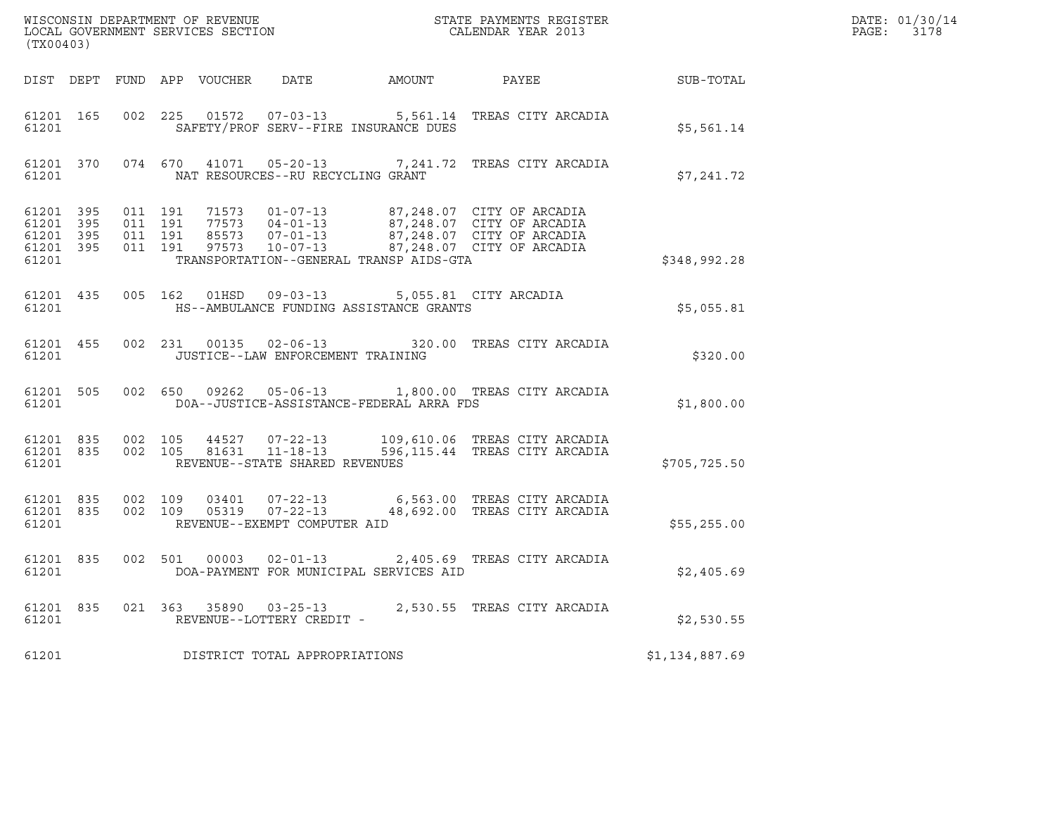WISCONSIN DEPARTMENT OF REVENUE
LOCAL GOVERNMENT SERVICES SECTION
(TX00403)

STATE PAYMENTS REGISTER
CALENDAR YEAR 2013

DATE: 01/30/14
PAGE: 3178

| DIST | DEPT | FUND | APP | VOUCHER | DATE | AMOUNT | PAYEE | SUB-TOTAL |
|---|---|---|---|---|---|---|---|---|
| 61201 | 165 | 002 | 225 | 01572 | 07-03-13 | 5,561.14 | TREAS CITY ARCADIA | |
| 61201 | | | | SAFETY/PROF SERV--FIRE INSURANCE DUES | | | | $5,561.14 |
| 61201 | 370 | 074 | 670 | 41071 | 05-20-13 | 7,241.72 | TREAS CITY ARCADIA | |
| 61201 | | | | NAT RESOURCES--RU RECYCLING GRANT | | | | $7,241.72 |
| 61201 | 395 | 011 | 191 | 71573 | 01-07-13 | 87,248.07 | CITY OF ARCADIA | |
| 61201 | 395 | 011 | 191 | 77573 | 04-01-13 | 87,248.07 | CITY OF ARCADIA | |
| 61201 | 395 | 011 | 191 | 85573 | 07-01-13 | 87,248.07 | CITY OF ARCADIA | |
| 61201 | 395 | 011 | 191 | 97573 | 10-07-13 | 87,248.07 | CITY OF ARCADIA | |
| 61201 | | | | TRANSPORTATION--GENERAL TRANSP AIDS-GTA | | | | $348,992.28 |
| 61201 | 435 | 005 | 162 | 01HSD | 09-03-13 | 5,055.81 | CITY ARCADIA | |
| 61201 | | | | HS--AMBULANCE FUNDING ASSISTANCE GRANTS | | | | $5,055.81 |
| 61201 | 455 | 002 | 231 | 00135 | 02-06-13 | 320.00 | TREAS CITY ARCADIA | |
| 61201 | | | | JUSTICE--LAW ENFORCEMENT TRAINING | | | | $320.00 |
| 61201 | 505 | 002 | 650 | 09262 | 05-06-13 | 1,800.00 | TREAS CITY ARCADIA | |
| 61201 | | | | DOA--JUSTICE-ASSISTANCE-FEDERAL ARRA FDS | | | | $1,800.00 |
| 61201 | 835 | 002 | 105 | 44527 | 07-22-13 | 109,610.06 | TREAS CITY ARCADIA | |
| 61201 | 835 | 002 | 105 | 81631 | 11-18-13 | 596,115.44 | TREAS CITY ARCADIA | |
| 61201 | | | | REVENUE--STATE SHARED REVENUES | | | | $705,725.50 |
| 61201 | 835 | 002 | 109 | 03401 | 07-22-13 | 6,563.00 | TREAS CITY ARCADIA | |
| 61201 | 835 | 002 | 109 | 05319 | 07-22-13 | 48,692.00 | TREAS CITY ARCADIA | |
| 61201 | | | | REVENUE--EXEMPT COMPUTER AID | | | | $55,255.00 |
| 61201 | 835 | 002 | 501 | 00003 | 02-01-13 | 2,405.69 | TREAS CITY ARCADIA | |
| 61201 | | | | DOA-PAYMENT FOR MUNICIPAL SERVICES AID | | | | $2,405.69 |
| 61201 | 835 | 021 | 363 | 35890 | 03-25-13 | 2,530.55 | TREAS CITY ARCADIA | |
| 61201 | | | | REVENUE--LOTTERY CREDIT - | | | | $2,530.55 |
| 61201 | | | | DISTRICT TOTAL APPROPRIATIONS | | | | $1,134,887.69 |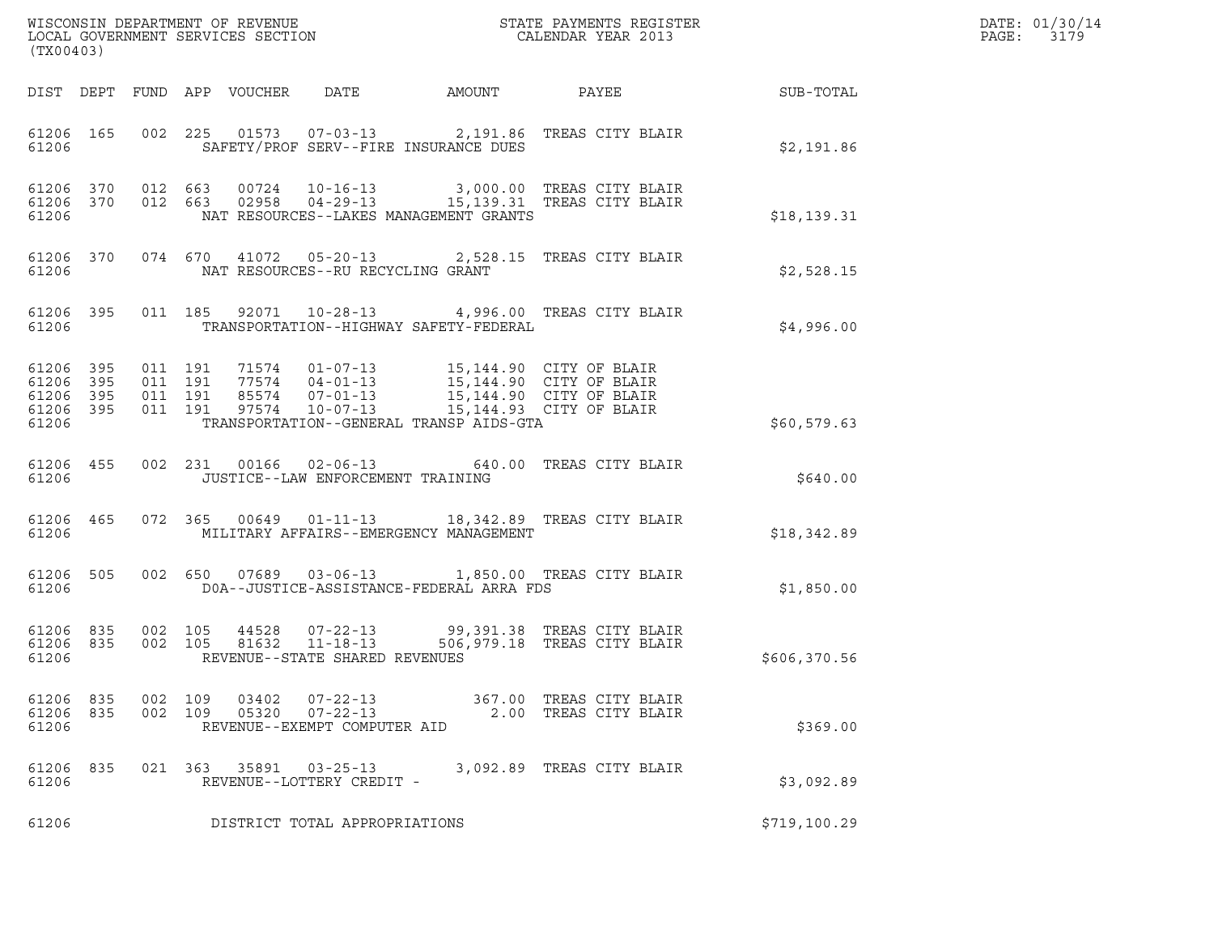WISCONSIN DEPARTMENT OF REVENUE
LOCAL GOVERNMENT SERVICES SECTION
(TX00403)

STATE PAYMENTS REGISTER
CALENDAR YEAR 2013

DATE: 01/30/14
PAGE: 3179

| DIST | DEPT | FUND | APP | VOUCHER | DATE | AMOUNT | PAYEE | SUB-TOTAL |
|---|---|---|---|---|---|---|---|---|
| 61206 | 165 | 002 | 225 | 01573 | 07-03-13 | 2,191.86 | TREAS CITY BLAIR | |
| 61206 | | | | SAFETY/PROF SERV--FIRE INSURANCE DUES | | | | $2,191.86 |
| 61206 | 370 | 012 | 663 | 00724 | 10-16-13 | 3,000.00 | TREAS CITY BLAIR | |
| 61206 | 370 | 012 | 663 | 02958 | 04-29-13 | 15,139.31 | TREAS CITY BLAIR | |
| 61206 | | | | NAT RESOURCES--LAKES MANAGEMENT GRANTS | | | | $18,139.31 |
| 61206 | 370 | 074 | 670 | 41072 | 05-20-13 | 2,528.15 | TREAS CITY BLAIR | |
| 61206 | | | | NAT RESOURCES--RU RECYCLING GRANT | | | | $2,528.15 |
| 61206 | 395 | 011 | 185 | 92071 | 10-28-13 | 4,996.00 | TREAS CITY BLAIR | |
| 61206 | | | | TRANSPORTATION--HIGHWAY SAFETY-FEDERAL | | | | $4,996.00 |
| 61206 | 395 | 011 | 191 | 71574 | 01-07-13 | 15,144.90 | CITY OF BLAIR | |
| 61206 | 395 | 011 | 191 | 77574 | 04-01-13 | 15,144.90 | CITY OF BLAIR | |
| 61206 | 395 | 011 | 191 | 85574 | 07-01-13 | 15,144.90 | CITY OF BLAIR | |
| 61206 | 395 | 011 | 191 | 97574 | 10-07-13 | 15,144.93 | CITY OF BLAIR | |
| 61206 | | | | TRANSPORTATION--GENERAL TRANSP AIDS-GTA | | | | $60,579.63 |
| 61206 | 455 | 002 | 231 | 00166 | 02-06-13 | 640.00 | TREAS CITY BLAIR | |
| 61206 | | | | JUSTICE--LAW ENFORCEMENT TRAINING | | | | $640.00 |
| 61206 | 465 | 072 | 365 | 00649 | 01-11-13 | 18,342.89 | TREAS CITY BLAIR | |
| 61206 | | | | MILITARY AFFAIRS--EMERGENCY MANAGEMENT | | | | $18,342.89 |
| 61206 | 505 | 002 | 650 | 07689 | 03-06-13 | 1,850.00 | TREAS CITY BLAIR | |
| 61206 | | | | DOA--JUSTICE-ASSISTANCE-FEDERAL ARRA FDS | | | | $1,850.00 |
| 61206 | 835 | 002 | 105 | 44528 | 07-22-13 | 99,391.38 | TREAS CITY BLAIR | |
| 61206 | 835 | 002 | 105 | 81632 | 11-18-13 | 506,979.18 | TREAS CITY BLAIR | |
| 61206 | | | | REVENUE--STATE SHARED REVENUES | | | | $606,370.56 |
| 61206 | 835 | 002 | 109 | 03402 | 07-22-13 | 367.00 | TREAS CITY BLAIR | |
| 61206 | 835 | 002 | 109 | 05320 | 07-22-13 | 2.00 | TREAS CITY BLAIR | |
| 61206 | | | | REVENUE--EXEMPT COMPUTER AID | | | | $369.00 |
| 61206 | 835 | 021 | 363 | 35891 | 03-25-13 | 3,092.89 | TREAS CITY BLAIR | |
| 61206 | | | | REVENUE--LOTTERY CREDIT - | | | | $3,092.89 |
| 61206 | | | | DISTRICT TOTAL APPROPRIATIONS | | | | $719,100.29 |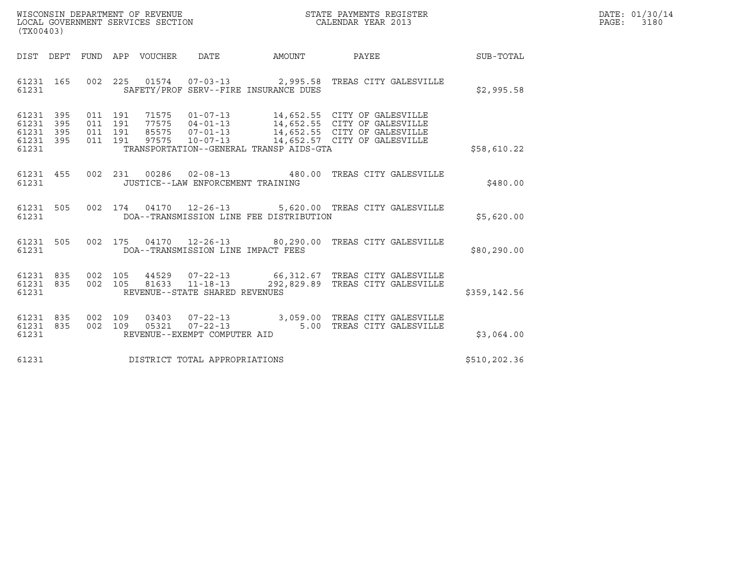WISCONSIN DEPARTMENT OF REVENUE
LOCAL GOVERNMENT SERVICES SECTION
(TX00403)

STATE PAYMENTS REGISTER
CALENDAR YEAR 2013

DATE: 01/30/14
PAGE: 3180

| DIST | DEPT | FUND | APP | VOUCHER | DATE | AMOUNT | PAYEE | SUB-TOTAL |
|---|---|---|---|---|---|---|---|---|
| 61231 | 165 | 002 | 225 | 01574 | 07-03-13 | 2,995.58 | TREAS CITY GALESVILLE | |
| 61231 | | | | SAFETY/PROF SERV--FIRE INSURANCE DUES | | | | $2,995.58 |
| 61231 | 395 | 011 | 191 | 71575 | 01-07-13 | 14,652.55 | CITY OF GALESVILLE | |
| 61231 | 395 | 011 | 191 | 77575 | 04-01-13 | 14,652.55 | CITY OF GALESVILLE | |
| 61231 | 395 | 011 | 191 | 85575 | 07-01-13 | 14,652.55 | CITY OF GALESVILLE | |
| 61231 | 395 | 011 | 191 | 97575 | 10-07-13 | 14,652.57 | CITY OF GALESVILLE | |
| 61231 | | | | TRANSPORTATION--GENERAL TRANSP AIDS-GTA | | | | $58,610.22 |
| 61231 | 455 | 002 | 231 | 00286 | 02-08-13 | 480.00 | TREAS CITY GALESVILLE | |
| 61231 | | | | JUSTICE--LAW ENFORCEMENT TRAINING | | | | $480.00 |
| 61231 | 505 | 002 | 174 | 04170 | 12-26-13 | 5,620.00 | TREAS CITY GALESVILLE | |
| 61231 | | | | DOA--TRANSMISSION LINE FEE DISTRIBUTION | | | | $5,620.00 |
| 61231 | 505 | 002 | 175 | 04170 | 12-26-13 | 80,290.00 | TREAS CITY GALESVILLE | |
| 61231 | | | | DOA--TRANSMISSION LINE IMPACT FEES | | | | $80,290.00 |
| 61231 | 835 | 002 | 105 | 44529 | 07-22-13 | 66,312.67 | TREAS CITY GALESVILLE | |
| 61231 | 835 | 002 | 105 | 81633 | 11-18-13 | 292,829.89 | TREAS CITY GALESVILLE | |
| 61231 | | | | REVENUE--STATE SHARED REVENUES | | | | $359,142.56 |
| 61231 | 835 | 002 | 109 | 03403 | 07-22-13 | 3,059.00 | TREAS CITY GALESVILLE | |
| 61231 | 835 | 002 | 109 | 05321 | 07-22-13 | 5.00 | TREAS CITY GALESVILLE | |
| 61231 | | | | REVENUE--EXEMPT COMPUTER AID | | | | $3,064.00 |
| 61231 | | | | DISTRICT TOTAL APPROPRIATIONS | | | | $510,202.36 |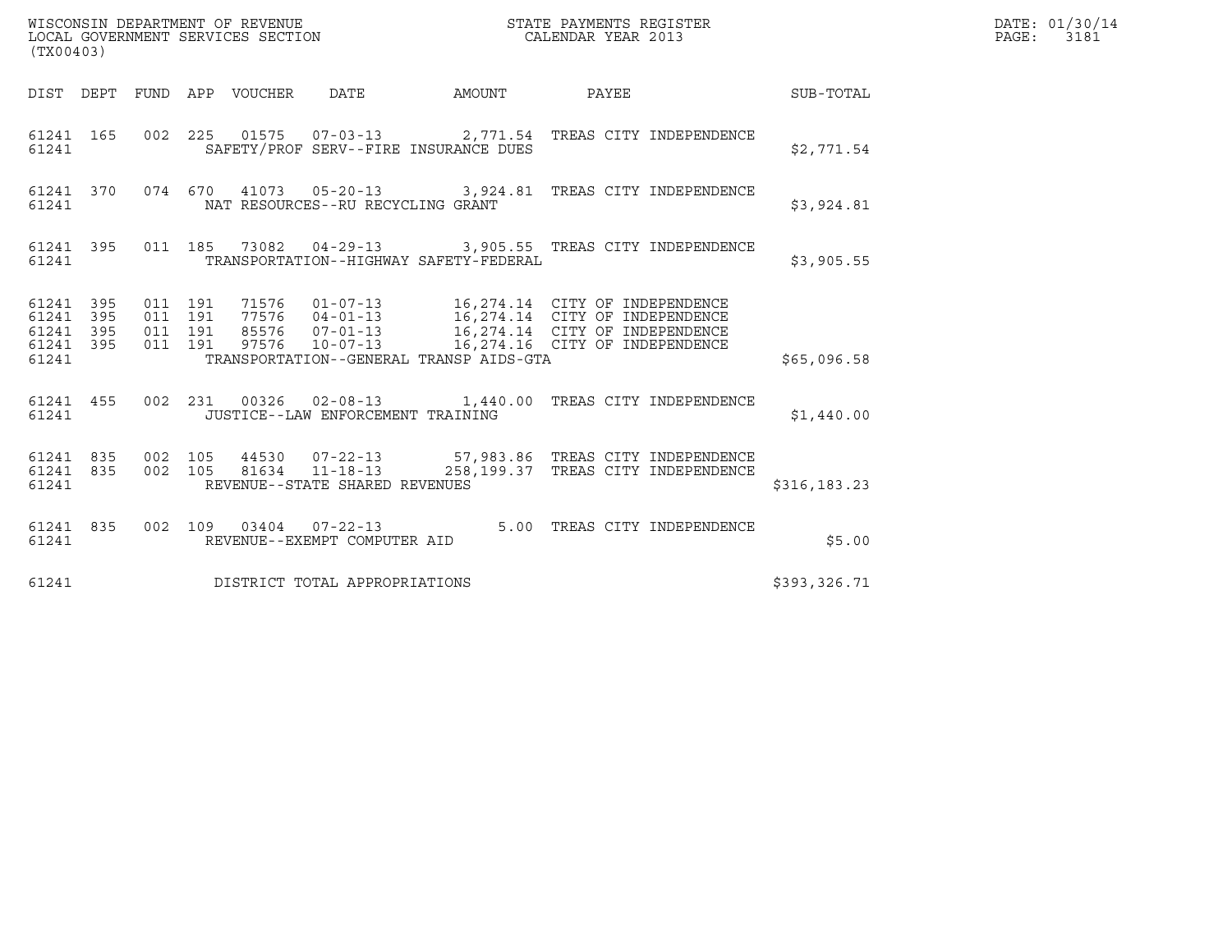WISCONSIN DEPARTMENT OF REVENUE
LOCAL GOVERNMENT SERVICES SECTION
(TX00403)

STATE PAYMENTS REGISTER
CALENDAR YEAR 2013

DATE: 01/30/14
PAGE: 3181

| DIST | DEPT | FUND | APP | VOUCHER | DATE | AMOUNT | PAYEE | SUB-TOTAL |
|---|---|---|---|---|---|---|---|---|
| 61241 | 165 | 002 | 225 | 01575 | 07-03-13 | 2,771.54 | TREAS CITY INDEPENDENCE | |
| 61241 | | | | SAFETY/PROF SERV--FIRE INSURANCE DUES | | | | $2,771.54 |
| 61241 | 370 | 074 | 670 | 41073 | 05-20-13 | 3,924.81 | TREAS CITY INDEPENDENCE | |
| 61241 | | | | NAT RESOURCES--RU RECYCLING GRANT | | | | $3,924.81 |
| 61241 | 395 | 011 | 185 | 73082 | 04-29-13 | 3,905.55 | TREAS CITY INDEPENDENCE | |
| 61241 | | | | TRANSPORTATION--HIGHWAY SAFETY-FEDERAL | | | | $3,905.55 |
| 61241 | 395 | 011 | 191 | 71576 | 01-07-13 | 16,274.14 | CITY OF INDEPENDENCE | |
| 61241 | 395 | 011 | 191 | 77576 | 04-01-13 | 16,274.14 | CITY OF INDEPENDENCE | |
| 61241 | 395 | 011 | 191 | 85576 | 07-01-13 | 16,274.14 | CITY OF INDEPENDENCE | |
| 61241 | 395 | 011 | 191 | 97576 | 10-07-13 | 16,274.16 | CITY OF INDEPENDENCE | |
| 61241 | | | | TRANSPORTATION--GENERAL TRANSP AIDS-GTA | | | | $65,096.58 |
| 61241 | 455 | 002 | 231 | 00326 | 02-08-13 | 1,440.00 | TREAS CITY INDEPENDENCE | |
| 61241 | | | | JUSTICE--LAW ENFORCEMENT TRAINING | | | | $1,440.00 |
| 61241 | 835 | 002 | 105 | 44530 | 07-22-13 | 57,983.86 | TREAS CITY INDEPENDENCE | |
| 61241 | 835 | 002 | 105 | 81634 | 11-18-13 | 258,199.37 | TREAS CITY INDEPENDENCE | |
| 61241 | | | | REVENUE--STATE SHARED REVENUES | | | | $316,183.23 |
| 61241 | 835 | 002 | 109 | 03404 | 07-22-13 | 5.00 | TREAS CITY INDEPENDENCE | |
| 61241 | | | | REVENUE--EXEMPT COMPUTER AID | | | | $5.00 |
| 61241 | | | | DISTRICT TOTAL APPROPRIATIONS | | | | $393,326.71 |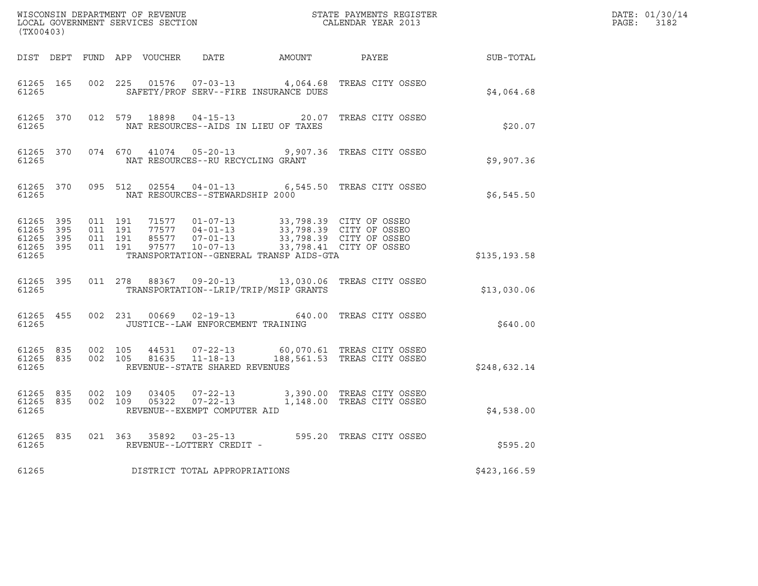WISCONSIN DEPARTMENT OF REVENUE
LOCAL GOVERNMENT SERVICES SECTION
(TX00403)

STATE PAYMENTS REGISTER
CALENDAR YEAR 2013

DATE: 01/30/14
PAGE: 3182

| DIST | DEPT | FUND | APP | VOUCHER | DATE | AMOUNT | PAYEE | SUB-TOTAL |
|---|---|---|---|---|---|---|---|---|
| 61265 | 165 | 002 | 225 | 01576 | 07-03-13 | 4,064.68 | TREAS CITY OSSEO | |
| 61265 | | | | SAFETY/PROF SERV--FIRE INSURANCE DUES | | | | $4,064.68 |
| 61265 | 370 | 012 | 579 | 18898 | 04-15-13 | 20.07 | TREAS CITY OSSEO | |
| 61265 | | | | NAT RESOURCES--AIDS IN LIEU OF TAXES | | | | $20.07 |
| 61265 | 370 | 074 | 670 | 41074 | 05-20-13 | 9,907.36 | TREAS CITY OSSEO | |
| 61265 | | | | NAT RESOURCES--RU RECYCLING GRANT | | | | $9,907.36 |
| 61265 | 370 | 095 | 512 | 02554 | 04-01-13 | 6,545.50 | TREAS CITY OSSEO | |
| 61265 | | | | NAT RESOURCES--STEWARDSHIP 2000 | | | | $6,545.50 |
| 61265 | 395 | 011 | 191 | 71577 | 01-07-13 | 33,798.39 | CITY OF OSSEO | |
| 61265 | 395 | 011 | 191 | 77577 | 04-01-13 | 33,798.39 | CITY OF OSSEO | |
| 61265 | 395 | 011 | 191 | 85577 | 07-01-13 | 33,798.39 | CITY OF OSSEO | |
| 61265 | 395 | 011 | 191 | 97577 | 10-07-13 | 33,798.41 | CITY OF OSSEO | |
| 61265 | | | | TRANSPORTATION--GENERAL TRANSP AIDS-GTA | | | | $135,193.58 |
| 61265 | 395 | 011 | 278 | 88367 | 09-20-13 | 13,030.06 | TREAS CITY OSSEO | |
| 61265 | | | | TRANSPORTATION--LRIP/TRIP/MSIP GRANTS | | | | $13,030.06 |
| 61265 | 455 | 002 | 231 | 00669 | 02-19-13 | 640.00 | TREAS CITY OSSEO | |
| 61265 | | | | JUSTICE--LAW ENFORCEMENT TRAINING | | | | $640.00 |
| 61265 | 835 | 002 | 105 | 44531 | 07-22-13 | 60,070.61 | TREAS CITY OSSEO | |
| 61265 | 835 | 002 | 105 | 81635 | 11-18-13 | 188,561.53 | TREAS CITY OSSEO | |
| 61265 | | | | REVENUE--STATE SHARED REVENUES | | | | $248,632.14 |
| 61265 | 835 | 002 | 109 | 03405 | 07-22-13 | 3,390.00 | TREAS CITY OSSEO | |
| 61265 | 835 | 002 | 109 | 05322 | 07-22-13 | 1,148.00 | TREAS CITY OSSEO | |
| 61265 | | | | REVENUE--EXEMPT COMPUTER AID | | | | $4,538.00 |
| 61265 | 835 | 021 | 363 | 35892 | 03-25-13 | 595.20 | TREAS CITY OSSEO | |
| 61265 | | | | REVENUE--LOTTERY CREDIT - | | | | $595.20 |
| 61265 | | | | DISTRICT TOTAL APPROPRIATIONS | | | | $423,166.59 |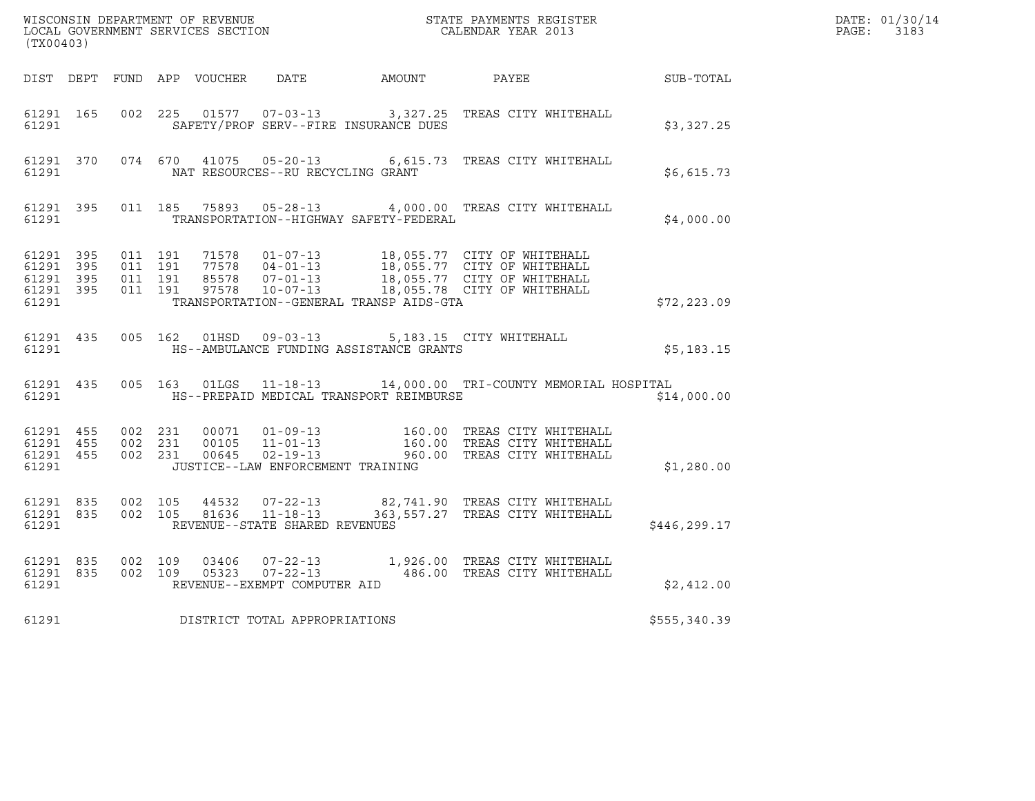WISCONSIN DEPARTMENT OF REVENUE
LOCAL GOVERNMENT SERVICES SECTION
(TX00403)

STATE PAYMENTS REGISTER
CALENDAR YEAR 2013

DATE: 01/30/14
PAGE: 3183

| DIST | DEPT | FUND | APP | VOUCHER | DATE | AMOUNT | PAYEE | SUB-TOTAL |
|---|---|---|---|---|---|---|---|---|
| 61291 | 165 | 002 | 225 | 01577 | 07-03-13 | 3,327.25 | TREAS CITY WHITEHALL | |
| 61291 | | | | SAFETY/PROF SERV--FIRE INSURANCE DUES | | | | $3,327.25 |
| 61291 | 370 | 074 | 670 | 41075 | 05-20-13 | 6,615.73 | TREAS CITY WHITEHALL | |
| 61291 | | | | NAT RESOURCES--RU RECYCLING GRANT | | | | $6,615.73 |
| 61291 | 395 | 011 | 185 | 75893 | 05-28-13 | 4,000.00 | TREAS CITY WHITEHALL | |
| 61291 | | | | TRANSPORTATION--HIGHWAY SAFETY-FEDERAL | | | | $4,000.00 |
| 61291 | 395 | 011 | 191 | 71578 | 01-07-13 | 18,055.77 | CITY OF WHITEHALL | |
| 61291 | 395 | 011 | 191 | 77578 | 04-01-13 | 18,055.77 | CITY OF WHITEHALL | |
| 61291 | 395 | 011 | 191 | 85578 | 07-01-13 | 18,055.77 | CITY OF WHITEHALL | |
| 61291 | 395 | 011 | 191 | 97578 | 10-07-13 | 18,055.78 | CITY OF WHITEHALL | |
| 61291 | | | | TRANSPORTATION--GENERAL TRANSP AIDS-GTA | | | | $72,223.09 |
| 61291 | 435 | 005 | 162 | 01HSD | 09-03-13 | 5,183.15 | CITY WHITEHALL | |
| 61291 | | | | HS--AMBULANCE FUNDING ASSISTANCE GRANTS | | | | $5,183.15 |
| 61291 | 435 | 005 | 163 | 01LGS | 11-18-13 | 14,000.00 | TRI-COUNTY MEMORIAL HOSPITAL | |
| 61291 | | | | HS--PREPAID MEDICAL TRANSPORT REIMBURSE | | | | $14,000.00 |
| 61291 | 455 | 002 | 231 | 00071 | 01-09-13 | 160.00 | TREAS CITY WHITEHALL | |
| 61291 | 455 | 002 | 231 | 00105 | 11-01-13 | 160.00 | TREAS CITY WHITEHALL | |
| 61291 | 455 | 002 | 231 | 00645 | 02-19-13 | 960.00 | TREAS CITY WHITEHALL | |
| 61291 | | | | JUSTICE--LAW ENFORCEMENT TRAINING | | | | $1,280.00 |
| 61291 | 835 | 002 | 105 | 44532 | 07-22-13 | 82,741.90 | TREAS CITY WHITEHALL | |
| 61291 | 835 | 002 | 105 | 81636 | 11-18-13 | 363,557.27 | TREAS CITY WHITEHALL | |
| 61291 | | | | REVENUE--STATE SHARED REVENUES | | | | $446,299.17 |
| 61291 | 835 | 002 | 109 | 03406 | 07-22-13 | 1,926.00 | TREAS CITY WHITEHALL | |
| 61291 | 835 | 002 | 109 | 05323 | 07-22-13 | 486.00 | TREAS CITY WHITEHALL | |
| 61291 | | | | REVENUE--EXEMPT COMPUTER AID | | | | $2,412.00 |
| 61291 | | | | DISTRICT TOTAL APPROPRIATIONS | | | | $555,340.39 |